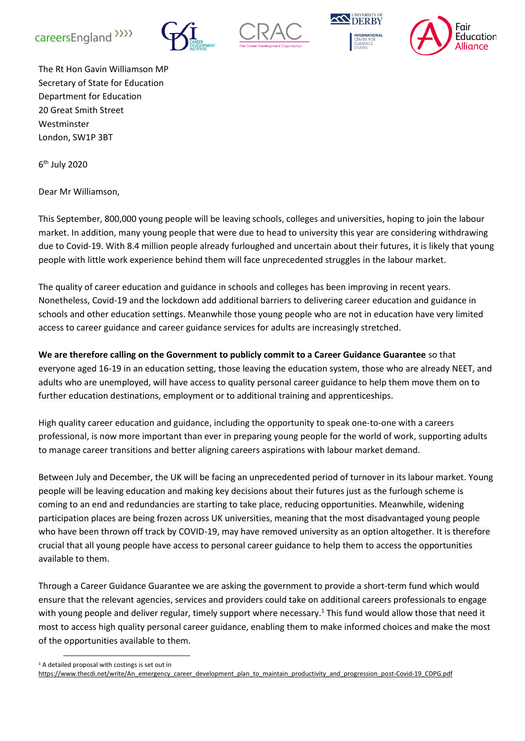The Rt Hon Gavin Williamson MP
Secretary of State for Education
Department for Education
20 Great Smith Street
Westminster
London, SW1P 3BT

6th July 2020

Dear Mr Williamson,

This September, 800,000 young people will be leaving schools, colleges and universities, hoping to join the labour market. In addition, many young people that were due to head to university this year are considering withdrawing due to Covid-19. With 8.4 million people already furloughed and uncertain about their futures, it is likely that young people with little work experience behind them will face unprecedented struggles in the labour market.

The quality of career education and guidance in schools and colleges has been improving in recent years. Nonetheless, Covid-19 and the lockdown add additional barriers to delivering career education and guidance in schools and other education settings. Meanwhile those young people who are not in education have very limited access to career guidance and career guidance services for adults are increasingly stretched.

**We are therefore calling on the Government to publicly commit to a Career Guidance Guarantee** so that everyone aged 16-19 in an education setting, those leaving the education system, those who are already NEET, and adults who are unemployed, will have access to quality personal career guidance to help them move them on to further education destinations, employment or to additional training and apprenticeships.

High quality career education and guidance, including the opportunity to speak one-to-one with a careers professional, is now more important than ever in preparing young people for the world of work, supporting adults to manage career transitions and better aligning careers aspirations with labour market demand.

Between July and December, the UK will be facing an unprecedented period of turnover in its labour market. Young people will be leaving education and making key decisions about their futures just as the furlough scheme is coming to an end and redundancies are starting to take place, reducing opportunities. Meanwhile, widening participation places are being frozen across UK universities, meaning that the most disadvantaged young people who have been thrown off track by COVID-19, may have removed university as an option altogether. It is therefore crucial that all young people have access to personal career guidance to help them to access the opportunities available to them.

Through a Career Guidance Guarantee we are asking the government to provide a short-term fund which would ensure that the relevant agencies, services and providers could take on additional careers professionals to engage with young people and deliver regular, timely support where necessary.[1] This fund would allow those that need it most to access high quality personal career guidance, enabling them to make informed choices and make the most of the opportunities available to them.

[1] A detailed proposal with costings is set out in https://www.thecdi.net/write/An_emergency_career_development_plan_to_maintain_productivity_and_progression_post-Covid-19_CDPG.pdf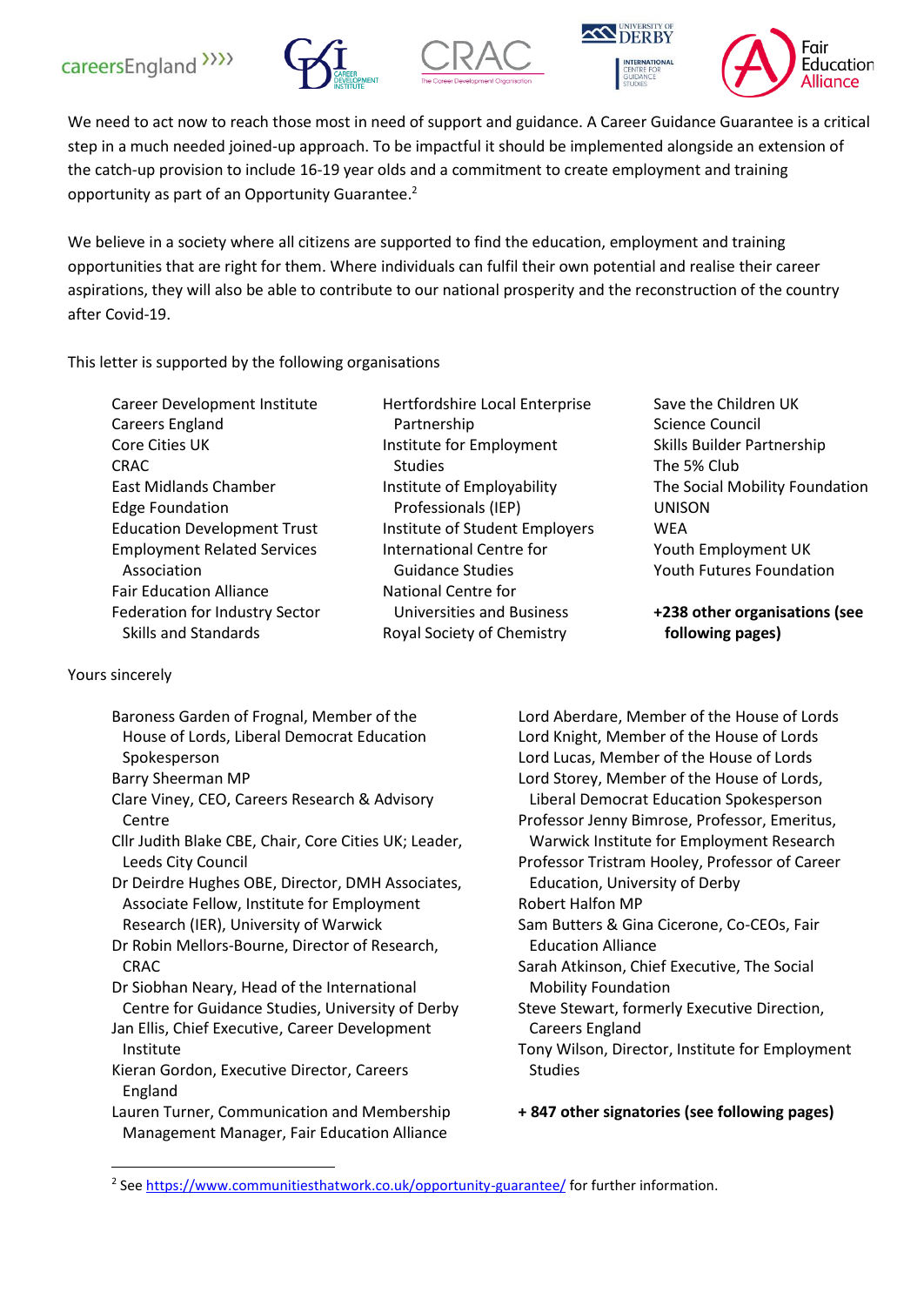We need to act now to reach those most in need of support and guidance. A Career Guidance Guarantee is a critical step in a much needed joined-up approach. To be impactful it should be implemented alongside an extension of the catch-up provision to include 16-19 year olds and a commitment to create employment and training opportunity as part of an Opportunity Guarantee.[2]

We believe in a society where all citizens are supported to find the education, employment and training opportunities that are right for them. Where individuals can fulfil their own potential and realise their career aspirations, they will also be able to contribute to our national prosperity and the reconstruction of the country after Covid-19.

This letter is supported by the following organisations

- Career Development Institute
- Careers England
- Core Cities UK
- CRAC
- East Midlands Chamber
- Edge Foundation
- Education Development Trust
- Employment Related Services Association
- Fair Education Alliance
- Federation for Industry Sector Skills and Standards
- Hertfordshire Local Enterprise Partnership
- Institute for Employment Studies
- Institute of Employability Professionals (IEP)
- Institute of Student Employers
- International Centre for Guidance Studies
- National Centre for Universities and Business
- Royal Society of Chemistry
- Save the Children UK
- Science Council
- Skills Builder Partnership
- The 5% Club
- The Social Mobility Foundation
- UNISON
- WEA
- Youth Employment UK
- Youth Futures Foundation

**+238 other organisations (see following pages)**

Yours sincerely

- Baroness Garden of Frognal, Member of the House of Lords, Liberal Democrat Education Spokesperson
- Barry Sheerman MP
- Clare Viney, CEO, Careers Research & Advisory Centre
- Cllr Judith Blake CBE, Chair, Core Cities UK; Leader, Leeds City Council
- Dr Deirdre Hughes OBE, Director, DMH Associates, Associate Fellow, Institute for Employment Research (IER), University of Warwick
- Dr Robin Mellors-Bourne, Director of Research, CRAC
- Dr Siobhan Neary, Head of the International Centre for Guidance Studies, University of Derby
- Jan Ellis, Chief Executive, Career Development Institute
- Kieran Gordon, Executive Director, Careers England
- Lauren Turner, Communication and Membership Management Manager, Fair Education Alliance
- Lord Aberdare, Member of the House of Lords
- Lord Knight, Member of the House of Lords
- Lord Lucas, Member of the House of Lords
- Lord Storey, Member of the House of Lords, Liberal Democrat Education Spokesperson
- Professor Jenny Bimrose, Professor, Emeritus, Warwick Institute for Employment Research
- Professor Tristram Hooley, Professor of Career Education, University of Derby
- Robert Halfon MP
- Sam Butters & Gina Cicerone, Co-CEOs, Fair Education Alliance
- Sarah Atkinson, Chief Executive, The Social Mobility Foundation
- Steve Stewart, formerly Executive Direction, Careers England
- Tony Wilson, Director, Institute for Employment Studies

**+ 847 other signatories (see following pages)**

[2] See https://www.communitiesthatwork.co.uk/opportunity-guarantee/ for further information.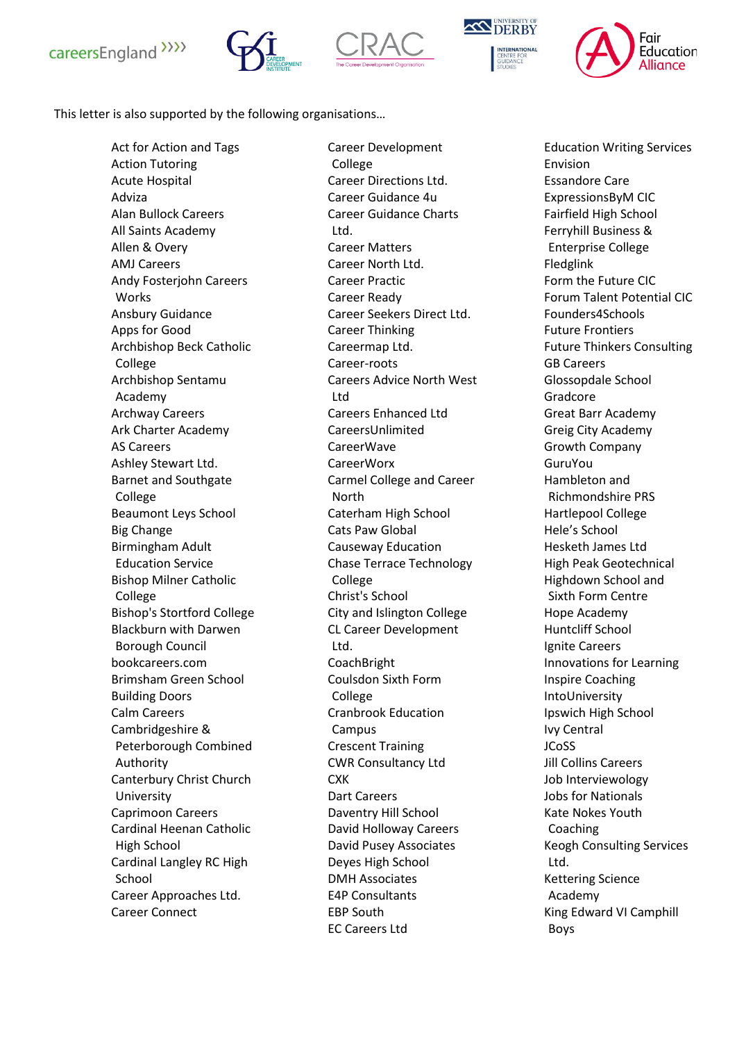This letter is also supported by the following organisations…

- Act for Action and Tags
- Action Tutoring
- Acute Hospital
- Adviza
- Alan Bullock Careers
- All Saints Academy
- Allen & Overy
- AMJ Careers
- Andy Fosterjohn Careers Works
- Ansbury Guidance
- Apps for Good
- Archbishop Beck Catholic College
- Archbishop Sentamu Academy
- Archway Careers
- Ark Charter Academy
- AS Careers
- Ashley Stewart Ltd.
- Barnet and Southgate College
- Beaumont Leys School
- Big Change
- Birmingham Adult Education Service
- Bishop Milner Catholic College
- Bishop's Stortford College
- Blackburn with Darwen Borough Council
- bookcareers.com
- Brimsham Green School
- Building Doors
- Calm Careers
- Cambridgeshire & Peterborough Combined Authority
- Canterbury Christ Church University
- Caprimoon Careers
- Cardinal Heenan Catholic High School
- Cardinal Langley RC High School
- Career Approaches Ltd.
- Career Connect
- Career Development College
- Career Directions Ltd.
- Career Guidance 4u
- Career Guidance Charts Ltd.
- Career Matters
- Career North Ltd.
- Career Practic
- Career Ready
- Career Seekers Direct Ltd.
- Career Thinking
- Careermap Ltd.
- Career-roots
- Careers Advice North West Ltd
- Careers Enhanced Ltd
- CareersUnlimited
- CareerWave
- CareerWorx
- Carmel College and Career North
- Caterham High School
- Cats Paw Global
- Causeway Education
- Chase Terrace Technology College
- Christ's School
- City and Islington College
- CL Career Development Ltd.
- CoachBright
- Coulsdon Sixth Form College
- Cranbrook Education Campus
- Crescent Training
- CWR Consultancy Ltd
- CXK
- Dart Careers
- Daventry Hill School
- David Holloway Careers
- David Pusey Associates
- Deyes High School
- DMH Associates
- E4P Consultants
- EBP South
- EC Careers Ltd
- Education Writing Services
- Envision
- Essandore Care
- ExpressionsByM CIC
- Fairfield High School
- Ferryhill Business & Enterprise College
- Fledglink
- Form the Future CIC
- Forum Talent Potential CIC
- Founders4Schools
- Future Frontiers
- Future Thinkers Consulting
- GB Careers
- Glossopdale School
- Gradcore
- Great Barr Academy
- Greig City Academy
- Growth Company
- GuruYou
- Hambleton and Richmondshire PRS
- Hartlepool College
- Hele's School
- Hesketh James Ltd
- High Peak Geotechnical
- Highdown School and Sixth Form Centre
- Hope Academy
- Huntcliff School
- Ignite Careers
- Innovations for Learning
- Inspire Coaching
- IntoUniversity
- Ipswich High School
- Ivy Central
- JCoSS
- Jill Collins Careers
- Job Interviewology
- Jobs for Nationals
- Kate Nokes Youth Coaching
- Keogh Consulting Services Ltd.
- Kettering Science Academy
- King Edward VI Camphill Boys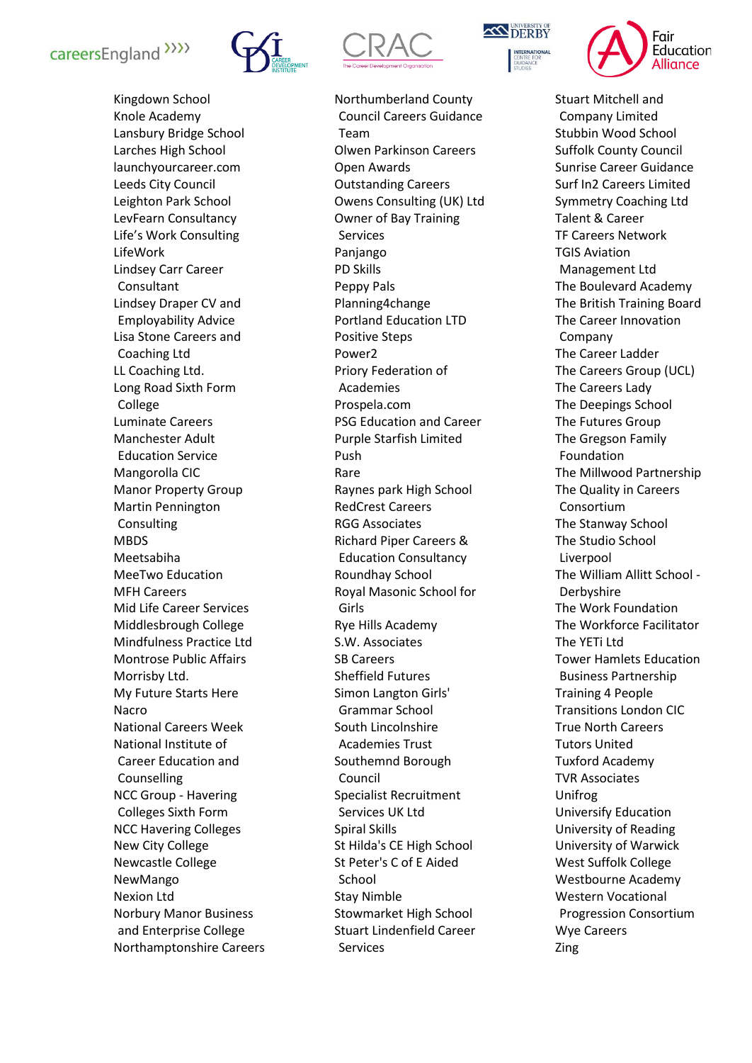Kingdown School
Knole Academy
Lansbury Bridge School
Larches High School
launchyourcareer.com
Leeds City Council
Leighton Park School
LevFearn Consultancy
Life's Work Consulting
LifeWork
Lindsey Carr Career Consultant
Lindsey Draper CV and Employability Advice
Lisa Stone Careers and Coaching Ltd
LL Coaching Ltd.
Long Road Sixth Form College
Luminate Careers
Manchester Adult Education Service
Mangorolla CIC
Manor Property Group
Martin Pennington Consulting
MBDS
Meetsabiha
MeeTwo Education
MFH Careers
Mid Life Career Services
Middlesbrough College
Mindfulness Practice Ltd
Montrose Public Affairs
Morrisby Ltd.
My Future Starts Here
Nacro
National Careers Week
National Institute of Career Education and Counselling
NCC Group - Havering Colleges Sixth Form
NCC Havering Colleges
New City College
Newcastle College
NewMango
Nexion Ltd
Norbury Manor Business and Enterprise College
Northamptonshire Careers

Northumberland County Council Careers Guidance Team
Olwen Parkinson Careers
Open Awards
Outstanding Careers
Owens Consulting (UK) Ltd
Owner of Bay Training Services
Panjango
PD Skills
Peppy Pals
Planning4change
Portland Education LTD
Positive Steps
Power2
Priory Federation of Academies
Prospela.com
PSG Education and Career
Purple Starfish Limited
Push
Rare
Raynes park High School
RedCrest Careers
RGG Associates
Richard Piper Careers & Education Consultancy
Roundhay School
Royal Masonic School for Girls
Rye Hills Academy
S.W. Associates
SB Careers
Sheffield Futures
Simon Langton Girls' Grammar School
South Lincolnshire Academies Trust
Southemnd Borough Council
Specialist Recruitment Services UK Ltd
Spiral Skills
St Hilda's CE High School
St Peter's C of E Aided School
Stay Nimble
Stowmarket High School
Stuart Lindenfield Career Services

Stuart Mitchell and Company Limited
Stubbin Wood School
Suffolk County Council
Sunrise Career Guidance
Surf In2 Careers Limited
Symmetry Coaching Ltd
Talent & Career
TF Careers Network
TGIS Aviation Management Ltd
The Boulevard Academy
The British Training Board
The Career Innovation Company
The Career Ladder
The Careers Group (UCL)
The Careers Lady
The Deepings School
The Futures Group
The Gregson Family Foundation
The Millwood Partnership
The Quality in Careers Consortium
The Stanway School
The Studio School Liverpool
The William Allitt School - Derbyshire
The Work Foundation
The Workforce Facilitator
The YETi Ltd
Tower Hamlets Education Business Partnership
Training 4 People
Transitions London CIC
True North Careers
Tutors United
Tuxford Academy
TVR Associates
Unifrog
Universify Education
University of Reading
University of Warwick
West Suffolk College
Westbourne Academy
Western Vocational Progression Consortium
Wye Careers
Zing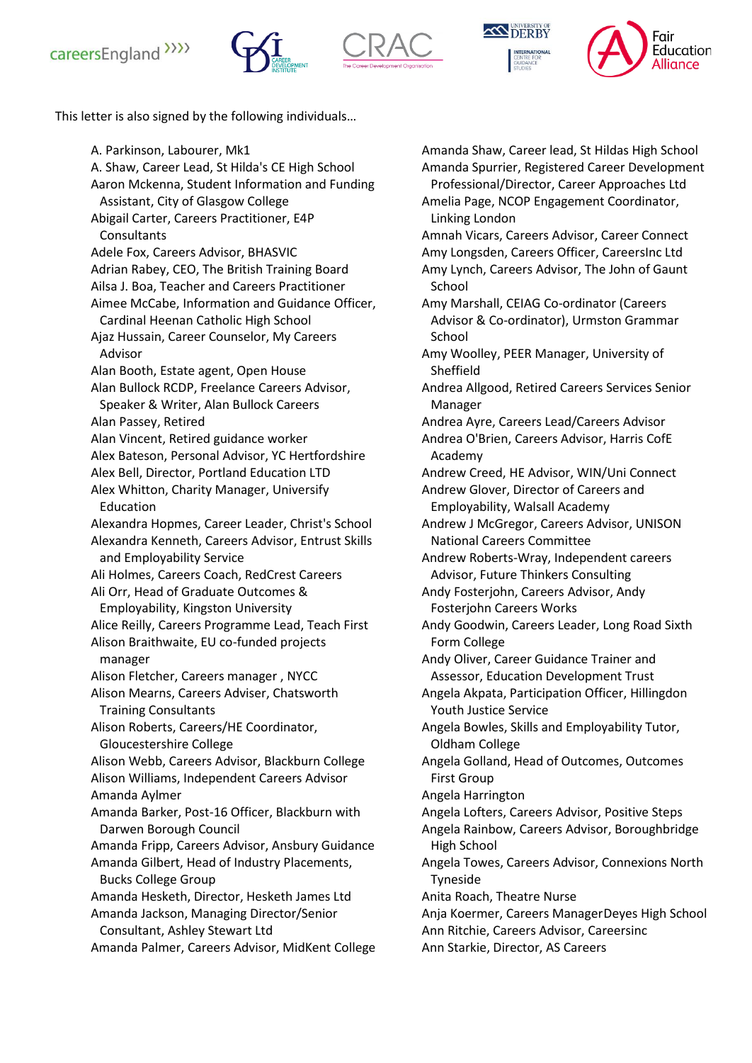This letter is also signed by the following individuals…

A. Parkinson, Labourer, Mk1
A. Shaw, Career Lead, St Hilda's CE High School
Aaron Mckenna, Student Information and Funding Assistant, City of Glasgow College
Abigail Carter, Careers Practitioner, E4P Consultants
Adele Fox, Careers Advisor, BHASVIC
Adrian Rabey, CEO, The British Training Board
Ailsa J. Boa, Teacher and Careers Practitioner
Aimee McCabe, Information and Guidance Officer, Cardinal Heenan Catholic High School
Ajaz Hussain, Career Counselor, My Careers Advisor
Alan Booth, Estate agent, Open House
Alan Bullock RCDP, Freelance Careers Advisor, Speaker & Writer, Alan Bullock Careers
Alan Passey, Retired
Alan Vincent, Retired guidance worker
Alex Bateson, Personal Advisor, YC Hertfordshire
Alex Bell, Director, Portland Education LTD
Alex Whitton, Charity Manager, Universify Education
Alexandra Hopmes, Career Leader, Christ's School
Alexandra Kenneth, Careers Advisor, Entrust Skills and Employability Service
Ali Holmes, Careers Coach, RedCrest Careers
Ali Orr, Head of Graduate Outcomes & Employability, Kingston University
Alice Reilly, Careers Programme Lead, Teach First
Alison Braithwaite, EU co-funded projects manager
Alison Fletcher, Careers manager , NYCC
Alison Mearns, Careers Adviser, Chatsworth Training Consultants
Alison Roberts, Careers/HE Coordinator, Gloucestershire College
Alison Webb, Careers Advisor, Blackburn College
Alison Williams, Independent Careers Advisor
Amanda Aylmer
Amanda Barker, Post-16 Officer, Blackburn with Darwen Borough Council
Amanda Fripp, Careers Advisor, Ansbury Guidance
Amanda Gilbert, Head of Industry Placements, Bucks College Group
Amanda Hesketh, Director, Hesketh James Ltd
Amanda Jackson, Managing Director/Senior Consultant, Ashley Stewart Ltd
Amanda Palmer, Careers Advisor, MidKent College
Amanda Shaw, Career lead, St Hildas High School
Amanda Spurrier, Registered Career Development Professional/Director, Career Approaches Ltd
Amelia Page, NCOP Engagement Coordinator, Linking London
Amnah Vicars, Careers Advisor, Career Connect
Amy Longsden, Careers Officer, CareersInc Ltd
Amy Lynch, Careers Advisor, The John of Gaunt School
Amy Marshall, CEIAG Co-ordinator (Careers Advisor & Co-ordinator), Urmston Grammar School
Amy Woolley, PEER Manager, University of Sheffield
Andrea Allgood, Retired Careers Services Senior Manager
Andrea Ayre, Careers Lead/Careers Advisor
Andrea O'Brien, Careers Advisor, Harris CofE Academy
Andrew Creed, HE Advisor, WIN/Uni Connect
Andrew Glover, Director of Careers and Employability, Walsall Academy
Andrew J McGregor, Careers Advisor, UNISON National Careers Committee
Andrew Roberts-Wray, Independent careers Advisor, Future Thinkers Consulting
Andy Fosterjohn, Careers Advisor, Andy Fosterjohn Careers Works
Andy Goodwin, Careers Leader, Long Road Sixth Form College
Andy Oliver, Career Guidance Trainer and Assessor, Education Development Trust
Angela Akpata, Participation Officer, Hillingdon Youth Justice Service
Angela Bowles, Skills and Employability Tutor, Oldham College
Angela Golland, Head of Outcomes, Outcomes First Group
Angela Harrington
Angela Lofters, Careers Advisor, Positive Steps
Angela Rainbow, Careers Advisor, Boroughbridge High School
Angela Towes, Careers Advisor, Connexions North Tyneside
Anita Roach, Theatre Nurse
Anja Koermer, Careers ManagerDeyes High School
Ann Ritchie, Careers Advisor, Careersinc
Ann Starkie, Director, AS Careers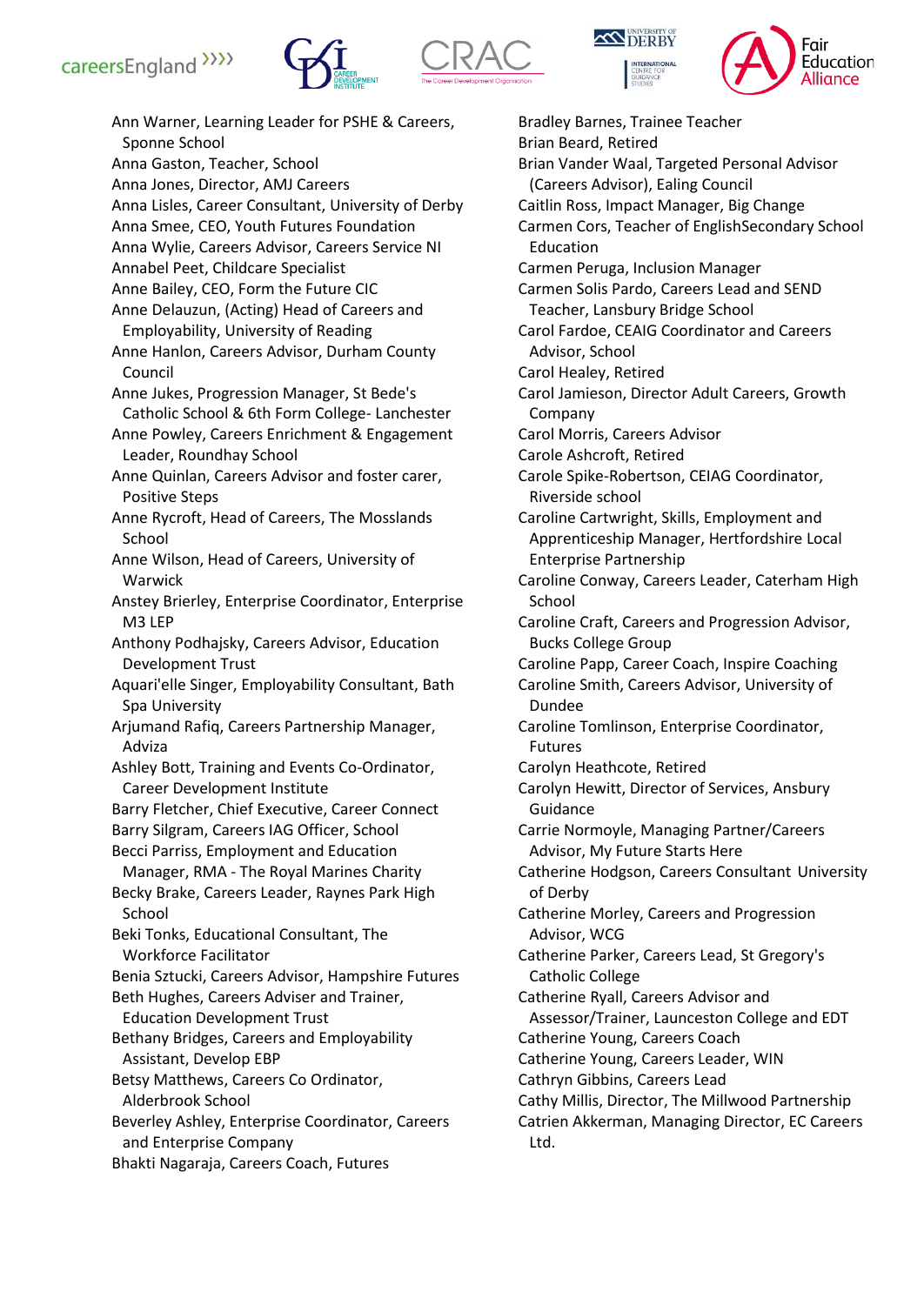Ann Warner, Learning Leader for PSHE & Careers, Sponne School
Anna Gaston, Teacher, School
Anna Jones, Director, AMJ Careers
Anna Lisles, Career Consultant, University of Derby
Anna Smee, CEO, Youth Futures Foundation
Anna Wylie, Careers Advisor, Careers Service NI
Annabel Peet, Childcare Specialist
Anne Bailey, CEO, Form the Future CIC
Anne Delauzun, (Acting) Head of Careers and Employability, University of Reading
Anne Hanlon, Careers Advisor, Durham County Council
Anne Jukes, Progression Manager, St Bede's Catholic School & 6th Form College- Lanchester
Anne Powley, Careers Enrichment & Engagement Leader, Roundhay School
Anne Quinlan, Careers Advisor and foster carer, Positive Steps
Anne Rycroft, Head of Careers, The Mosslands School
Anne Wilson, Head of Careers, University of Warwick
Anstey Brierley, Enterprise Coordinator, Enterprise M3 LEP
Anthony Podhajsky, Careers Advisor, Education Development Trust
Aquari'elle Singer, Employability Consultant, Bath Spa University
Arjumand Rafiq, Careers Partnership Manager, Adviza
Ashley Bott, Training and Events Co-Ordinator, Career Development Institute
Barry Fletcher, Chief Executive, Career Connect
Barry Silgram, Careers IAG Officer, School
Becci Parriss, Employment and Education Manager, RMA - The Royal Marines Charity
Becky Brake, Careers Leader, Raynes Park High School
Beki Tonks, Educational Consultant, The Workforce Facilitator
Benia Sztucki, Careers Advisor, Hampshire Futures
Beth Hughes, Careers Adviser and Trainer, Education Development Trust
Bethany Bridges, Careers and Employability Assistant, Develop EBP
Betsy Matthews, Careers Co Ordinator, Alderbrook School
Beverley Ashley, Enterprise Coordinator, Careers and Enterprise Company
Bhakti Nagaraja, Careers Coach, Futures
Bradley Barnes, Trainee Teacher
Brian Beard, Retired
Brian Vander Waal, Targeted Personal Advisor (Careers Advisor), Ealing Council
Caitlin Ross, Impact Manager, Big Change
Carmen Cors, Teacher of EnglishSecondary School Education
Carmen Peruga, Inclusion Manager
Carmen Solis Pardo, Careers Lead and SEND Teacher, Lansbury Bridge School
Carol Fardoe, CEAIG Coordinator and Careers Advisor, School
Carol Healey, Retired
Carol Jamieson, Director Adult Careers, Growth Company
Carol Morris, Careers Advisor
Carole Ashcroft, Retired
Carole Spike-Robertson, CEIAG Coordinator, Riverside school
Caroline Cartwright, Skills, Employment and Apprenticeship Manager, Hertfordshire Local Enterprise Partnership
Caroline Conway, Careers Leader, Caterham High School
Caroline Craft, Careers and Progression Advisor, Bucks College Group
Caroline Papp, Career Coach, Inspire Coaching
Caroline Smith, Careers Advisor, University of Dundee
Caroline Tomlinson, Enterprise Coordinator, Futures
Carolyn Heathcote, Retired
Carolyn Hewitt, Director of Services, Ansbury Guidance
Carrie Normoyle, Managing Partner/Careers Advisor, My Future Starts Here
Catherine Hodgson, Careers Consultant University of Derby
Catherine Morley, Careers and Progression Advisor, WCG
Catherine Parker, Careers Lead, St Gregory's Catholic College
Catherine Ryall, Careers Advisor and Assessor/Trainer, Launceston College and EDT
Catherine Young, Careers Coach
Catherine Young, Careers Leader, WIN
Cathryn Gibbins, Careers Lead
Cathy Millis, Director, The Millwood Partnership
Catrien Akkerman, Managing Director, EC Careers Ltd.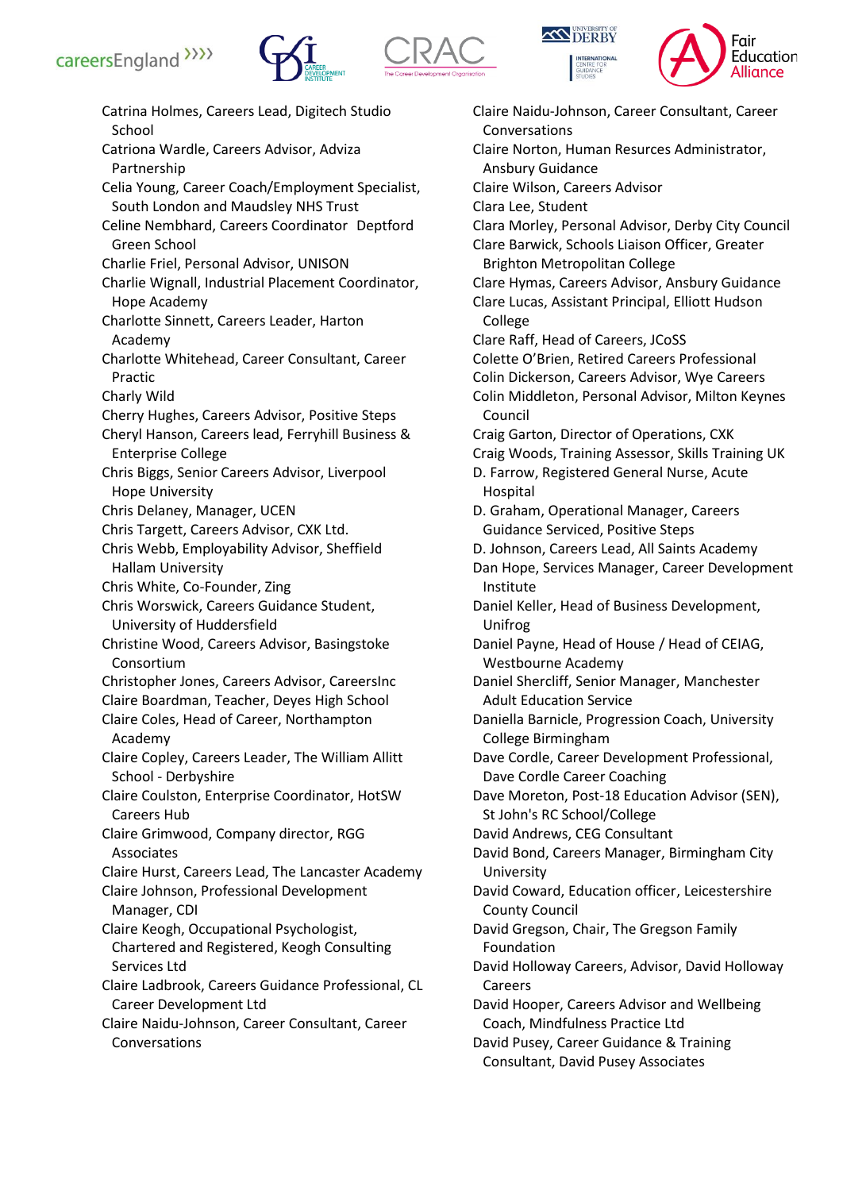Catrina Holmes, Careers Lead, Digitech Studio School
Catriona Wardle, Careers Advisor, Adviza Partnership
Celia Young, Career Coach/Employment Specialist, South London and Maudsley NHS Trust
Celine Nembhard, Careers Coordinator  Deptford Green School
Charlie Friel, Personal Advisor, UNISON
Charlie Wignall, Industrial Placement Coordinator, Hope Academy
Charlotte Sinnett, Careers Leader, Harton Academy
Charlotte Whitehead, Career Consultant, Career Practic
Charly Wild
Cherry Hughes, Careers Advisor, Positive Steps
Cheryl Hanson, Careers lead, Ferryhill Business & Enterprise College
Chris Biggs, Senior Careers Advisor, Liverpool Hope University
Chris Delaney, Manager, UCEN
Chris Targett, Careers Advisor, CXK Ltd.
Chris Webb, Employability Advisor, Sheffield Hallam University
Chris White, Co-Founder, Zing
Chris Worswick, Careers Guidance Student, University of Huddersfield
Christine Wood, Careers Advisor, Basingstoke Consortium
Christopher Jones, Careers Advisor, CareersInc
Claire Boardman, Teacher, Deyes High School
Claire Coles, Head of Career, Northampton Academy
Claire Copley, Careers Leader, The William Allitt School - Derbyshire
Claire Coulston, Enterprise Coordinator, HotSW Careers Hub
Claire Grimwood, Company director, RGG Associates
Claire Hurst, Careers Lead, The Lancaster Academy
Claire Johnson, Professional Development Manager, CDI
Claire Keogh, Occupational Psychologist, Chartered and Registered, Keogh Consulting Services Ltd
Claire Ladbrook, Careers Guidance Professional, CL Career Development Ltd
Claire Naidu-Johnson, Career Consultant, Career Conversations
Claire Naidu-Johnson, Career Consultant, Career Conversations
Claire Norton, Human Resurces Administrator, Ansbury Guidance
Claire Wilson, Careers Advisor
Clara Lee, Student
Clara Morley, Personal Advisor, Derby City Council
Clare Barwick, Schools Liaison Officer, Greater Brighton Metropolitan College
Clare Hymas, Careers Advisor, Ansbury Guidance
Clare Lucas, Assistant Principal, Elliott Hudson College
Clare Raff, Head of Careers, JCoSS
Colette O'Brien, Retired Careers Professional
Colin Dickerson, Careers Advisor, Wye Careers
Colin Middleton, Personal Advisor, Milton Keynes Council
Craig Garton, Director of Operations, CXK
Craig Woods, Training Assessor, Skills Training UK
D. Farrow, Registered General Nurse, Acute Hospital
D. Graham, Operational Manager, Careers Guidance Serviced, Positive Steps
D. Johnson, Careers Lead, All Saints Academy
Dan Hope, Services Manager, Career Development Institute
Daniel Keller, Head of Business Development, Unifrog
Daniel Payne, Head of House / Head of CEIAG, Westbourne Academy
Daniel Shercliff, Senior Manager, Manchester Adult Education Service
Daniella Barnicle, Progression Coach, University College Birmingham
Dave Cordle, Career Development Professional, Dave Cordle Career Coaching
Dave Moreton, Post-18 Education Advisor (SEN), St John's RC School/College
David Andrews, CEG Consultant
David Bond, Careers Manager, Birmingham City University
David Coward, Education officer, Leicestershire County Council
David Gregson, Chair, The Gregson Family Foundation
David Holloway Careers, Advisor, David Holloway Careers
David Hooper, Careers Advisor and Wellbeing Coach, Mindfulness Practice Ltd
David Pusey, Career Guidance & Training Consultant, David Pusey Associates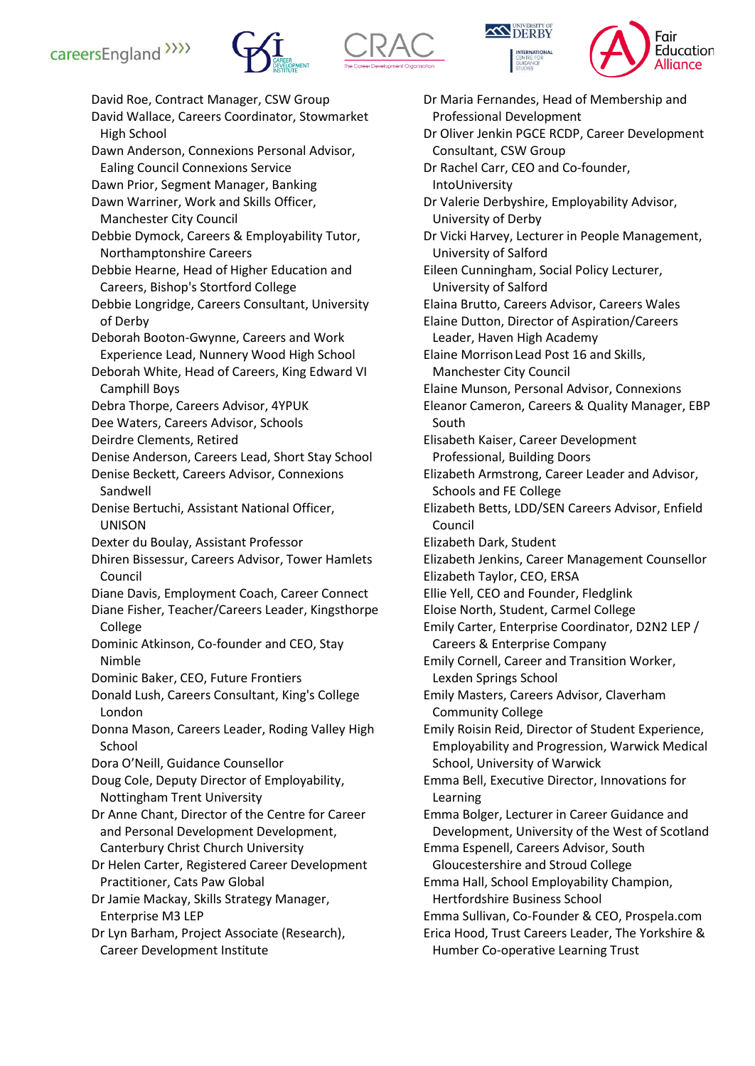David Roe, Contract Manager, CSW Group
David Wallace, Careers Coordinator, Stowmarket High School
Dawn Anderson, Connexions Personal Advisor, Ealing Council Connexions Service
Dawn Prior, Segment Manager, Banking
Dawn Warriner, Work and Skills Officer, Manchester City Council
Debbie Dymock, Careers & Employability Tutor, Northamptonshire Careers
Debbie Hearne, Head of Higher Education and Careers, Bishop's Stortford College
Debbie Longridge, Careers Consultant, University of Derby
Deborah Booton-Gwynne, Careers and Work Experience Lead, Nunnery Wood High School
Deborah White, Head of Careers, King Edward VI Camphill Boys
Debra Thorpe, Careers Advisor, 4YPUK
Dee Waters, Careers Advisor, Schools
Deirdre Clements, Retired
Denise Anderson, Careers Lead, Short Stay School
Denise Beckett, Careers Advisor, Connexions Sandwell
Denise Bertuchi, Assistant National Officer, UNISON
Dexter du Boulay, Assistant Professor
Dhiren Bissessur, Careers Advisor, Tower Hamlets Council
Diane Davis, Employment Coach, Career Connect
Diane Fisher, Teacher/Careers Leader, Kingsthorpe College
Dominic Atkinson, Co-founder and CEO, Stay Nimble
Dominic Baker, CEO, Future Frontiers
Donald Lush, Careers Consultant, King's College London
Donna Mason, Careers Leader, Roding Valley High School
Dora O'Neill, Guidance Counsellor
Doug Cole, Deputy Director of Employability, Nottingham Trent University
Dr Anne Chant, Director of the Centre for Career and Personal Development Development, Canterbury Christ Church University
Dr Helen Carter, Registered Career Development Practitioner, Cats Paw Global
Dr Jamie Mackay, Skills Strategy Manager, Enterprise M3 LEP
Dr Lyn Barham, Project Associate (Research), Career Development Institute
Dr Maria Fernandes, Head of Membership and Professional Development
Dr Oliver Jenkin PGCE RCDP, Career Development Consultant, CSW Group
Dr Rachel Carr, CEO and Co-founder, IntoUniversity
Dr Valerie Derbyshire, Employability Advisor, University of Derby
Dr Vicki Harvey, Lecturer in People Management, University of Salford
Eileen Cunningham, Social Policy Lecturer, University of Salford
Elaina Brutto, Careers Advisor, Careers Wales
Elaine Dutton, Director of Aspiration/Careers Leader, Haven High Academy
Elaine Morrison Lead Post 16 and Skills, Manchester City Council
Elaine Munson, Personal Advisor, Connexions
Eleanor Cameron, Careers & Quality Manager, EBP South
Elisabeth Kaiser, Career Development Professional, Building Doors
Elizabeth Armstrong, Career Leader and Advisor, Schools and FE College
Elizabeth Betts, LDD/SEN Careers Advisor, Enfield Council
Elizabeth Dark, Student
Elizabeth Jenkins, Career Management Counsellor
Elizabeth Taylor, CEO, ERSA
Ellie Yell, CEO and Founder, Fledglink
Eloise North, Student, Carmel College
Emily Carter, Enterprise Coordinator, D2N2 LEP / Careers & Enterprise Company
Emily Cornell, Career and Transition Worker, Lexden Springs School
Emily Masters, Careers Advisor, Claverham Community College
Emily Roisin Reid, Director of Student Experience, Employability and Progression, Warwick Medical School, University of Warwick
Emma Bell, Executive Director, Innovations for Learning
Emma Bolger, Lecturer in Career Guidance and Development, University of the West of Scotland
Emma Espenell, Careers Advisor, South Gloucestershire and Stroud College
Emma Hall, School Employability Champion, Hertfordshire Business School
Emma Sullivan, Co-Founder & CEO, Prospela.com
Erica Hood, Trust Careers Leader, The Yorkshire & Humber Co-operative Learning Trust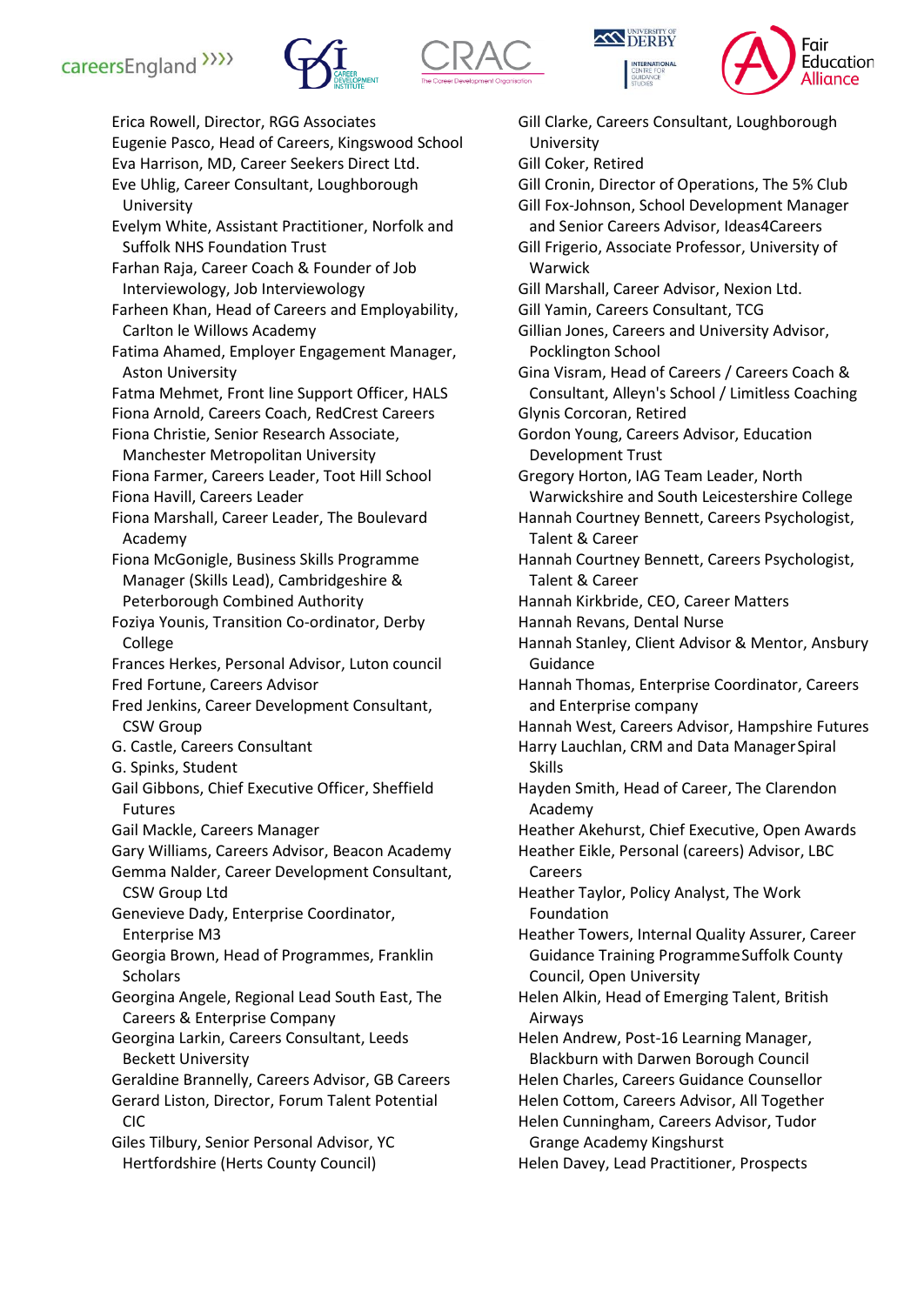Erica Rowell, Director, RGG Associates
Eugenie Pasco, Head of Careers, Kingswood School
Eva Harrison, MD, Career Seekers Direct Ltd.
Eve Uhlig, Career Consultant, Loughborough University
Evelym White, Assistant Practitioner, Norfolk and Suffolk NHS Foundation Trust
Farhan Raja, Career Coach & Founder of Job Interviewology, Job Interviewology
Farheen Khan, Head of Careers and Employability, Carlton le Willows Academy
Fatima Ahamed, Employer Engagement Manager, Aston University
Fatma Mehmet, Front line Support Officer, HALS
Fiona Arnold, Careers Coach, RedCrest Careers
Fiona Christie, Senior Research Associate, Manchester Metropolitan University
Fiona Farmer, Careers Leader, Toot Hill School
Fiona Havill, Careers Leader
Fiona Marshall, Career Leader, The Boulevard Academy
Fiona McGonigle, Business Skills Programme Manager (Skills Lead), Cambridgeshire & Peterborough Combined Authority
Foziya Younis, Transition Co-ordinator, Derby College
Frances Herkes, Personal Advisor, Luton council
Fred Fortune, Careers Advisor
Fred Jenkins, Career Development Consultant, CSW Group
G. Castle, Careers Consultant
G. Spinks, Student
Gail Gibbons, Chief Executive Officer, Sheffield Futures
Gail Mackle, Careers Manager
Gary Williams, Careers Advisor, Beacon Academy
Gemma Nalder, Career Development Consultant, CSW Group Ltd
Genevieve Dady, Enterprise Coordinator, Enterprise M3
Georgia Brown, Head of Programmes, Franklin Scholars
Georgina Angele, Regional Lead South East, The Careers & Enterprise Company
Georgina Larkin, Careers Consultant, Leeds Beckett University
Geraldine Brannelly, Careers Advisor, GB Careers
Gerard Liston, Director, Forum Talent Potential CIC
Giles Tilbury, Senior Personal Advisor, YC Hertfordshire (Herts County Council)
Gill Clarke, Careers Consultant, Loughborough University
Gill Coker, Retired
Gill Cronin, Director of Operations, The 5% Club
Gill Fox-Johnson, School Development Manager and Senior Careers Advisor, Ideas4Careers
Gill Frigerio, Associate Professor, University of Warwick
Gill Marshall, Career Advisor, Nexion Ltd.
Gill Yamin, Careers Consultant, TCG
Gillian Jones, Careers and University Advisor, Pocklington School
Gina Visram, Head of Careers / Careers Coach & Consultant, Alleyn's School / Limitless Coaching
Glynis Corcoran, Retired
Gordon Young, Careers Advisor, Education Development Trust
Gregory Horton, IAG Team Leader, North Warwickshire and South Leicestershire College
Hannah Courtney Bennett, Careers Psychologist, Talent & Career
Hannah Courtney Bennett, Careers Psychologist, Talent & Career
Hannah Kirkbride, CEO, Career Matters
Hannah Revans, Dental Nurse
Hannah Stanley, Client Advisor & Mentor, Ansbury Guidance
Hannah Thomas, Enterprise Coordinator, Careers and Enterprise company
Hannah West, Careers Advisor, Hampshire Futures
Harry Lauchlan, CRM and Data Manager Spiral Skills
Hayden Smith, Head of Career, The Clarendon Academy
Heather Akehurst, Chief Executive, Open Awards
Heather Eikle, Personal (careers) Advisor, LBC Careers
Heather Taylor, Policy Analyst, The Work Foundation
Heather Towers, Internal Quality Assurer, Career Guidance Training Programme Suffolk County Council, Open University
Helen Alkin, Head of Emerging Talent, British Airways
Helen Andrew, Post-16 Learning Manager, Blackburn with Darwen Borough Council
Helen Charles, Careers Guidance Counsellor
Helen Cottom, Careers Advisor, All Together
Helen Cunningham, Careers Advisor, Tudor Grange Academy Kingshurst
Helen Davey, Lead Practitioner, Prospects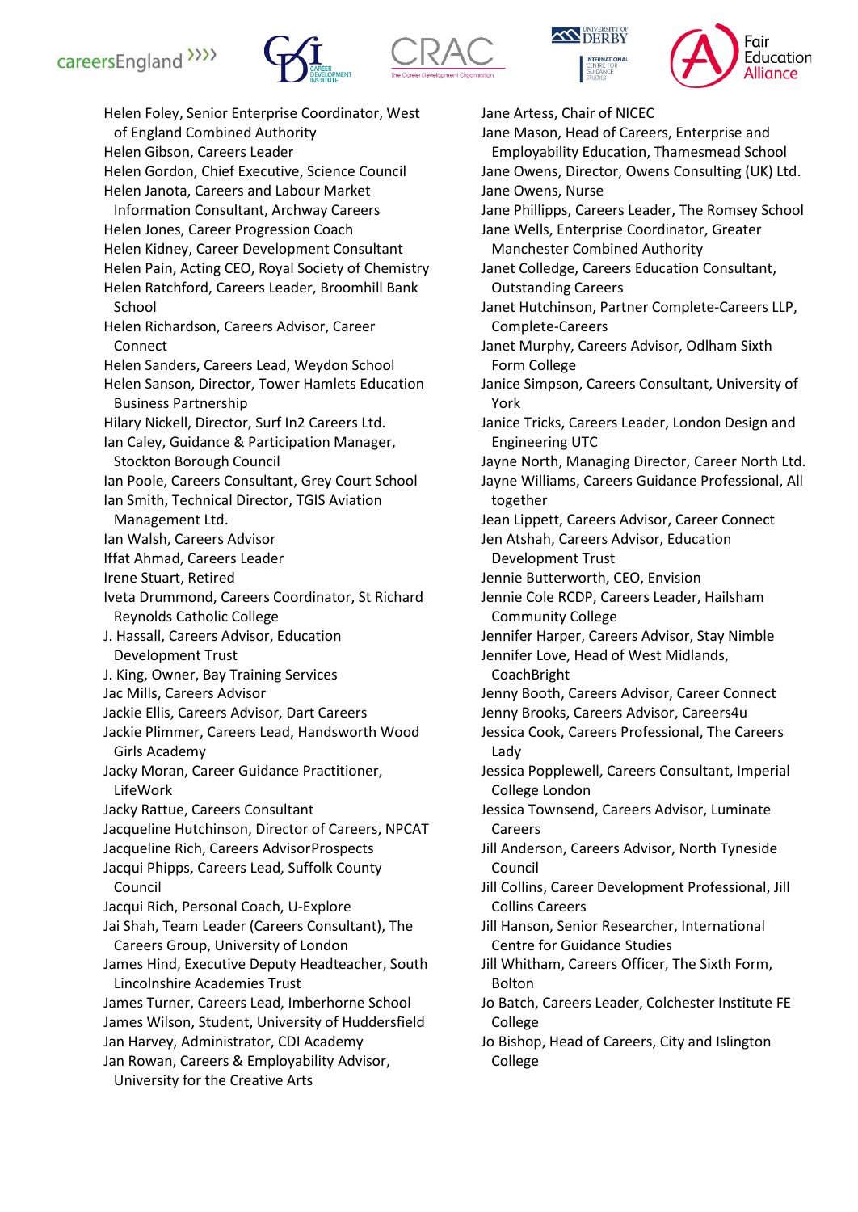Helen Foley, Senior Enterprise Coordinator, West of England Combined Authority
Helen Gibson, Careers Leader
Helen Gordon, Chief Executive, Science Council
Helen Janota, Careers and Labour Market Information Consultant, Archway Careers
Helen Jones, Career Progression Coach
Helen Kidney, Career Development Consultant
Helen Pain, Acting CEO, Royal Society of Chemistry
Helen Ratchford, Careers Leader, Broomhill Bank School
Helen Richardson, Careers Advisor, Career Connect
Helen Sanders, Careers Lead, Weydon School
Helen Sanson, Director, Tower Hamlets Education Business Partnership
Hilary Nickell, Director, Surf In2 Careers Ltd.
Ian Caley, Guidance & Participation Manager, Stockton Borough Council
Ian Poole, Careers Consultant, Grey Court School
Ian Smith, Technical Director, TGIS Aviation Management Ltd.
Ian Walsh, Careers Advisor
Iffat Ahmad, Careers Leader
Irene Stuart, Retired
Iveta Drummond, Careers Coordinator, St Richard Reynolds Catholic College
J. Hassall, Careers Advisor, Education Development Trust
J. King, Owner, Bay Training Services
Jac Mills, Careers Advisor
Jackie Ellis, Careers Advisor, Dart Careers
Jackie Plimmer, Careers Lead, Handsworth Wood Girls Academy
Jacky Moran, Career Guidance Practitioner, LifeWork
Jacky Rattue, Careers Consultant
Jacqueline Hutchinson, Director of Careers, NPCAT
Jacqueline Rich, Careers AdvisorProspects
Jacqui Phipps, Careers Lead, Suffolk County Council
Jacqui Rich, Personal Coach, U-Explore
Jai Shah, Team Leader (Careers Consultant), The Careers Group, University of London
James Hind, Executive Deputy Headteacher, South Lincolnshire Academies Trust
James Turner, Careers Lead, Imberhorne School
James Wilson, Student, University of Huddersfield
Jan Harvey, Administrator, CDI Academy
Jan Rowan, Careers & Employability Advisor, University for the Creative Arts
Jane Artess, Chair of NICEC
Jane Mason, Head of Careers, Enterprise and Employability Education, Thamesmead School
Jane Owens, Director, Owens Consulting (UK) Ltd.
Jane Owens, Nurse
Jane Phillipps, Careers Leader, The Romsey School
Jane Wells, Enterprise Coordinator, Greater Manchester Combined Authority
Janet Colledge, Careers Education Consultant, Outstanding Careers
Janet Hutchinson, Partner Complete-Careers LLP, Complete-Careers
Janet Murphy, Careers Advisor, Odlham Sixth Form College
Janice Simpson, Careers Consultant, University of York
Janice Tricks, Careers Leader, London Design and Engineering UTC
Jayne North, Managing Director, Career North Ltd.
Jayne Williams, Careers Guidance Professional, All together
Jean Lippett, Careers Advisor, Career Connect
Jen Atshah, Careers Advisor, Education Development Trust
Jennie Butterworth, CEO, Envision
Jennie Cole RCDP, Careers Leader, Hailsham Community College
Jennifer Harper, Careers Advisor, Stay Nimble
Jennifer Love, Head of West Midlands, CoachBright
Jenny Booth, Careers Advisor, Career Connect
Jenny Brooks, Careers Advisor, Careers4u
Jessica Cook, Careers Professional, The Careers Lady
Jessica Popplewell, Careers Consultant, Imperial College London
Jessica Townsend, Careers Advisor, Luminate Careers
Jill Anderson, Careers Advisor, North Tyneside Council
Jill Collins, Career Development Professional, Jill Collins Careers
Jill Hanson, Senior Researcher, International Centre for Guidance Studies
Jill Whitham, Careers Officer, The Sixth Form, Bolton
Jo Batch, Careers Leader, Colchester Institute FE College
Jo Bishop, Head of Careers, City and Islington College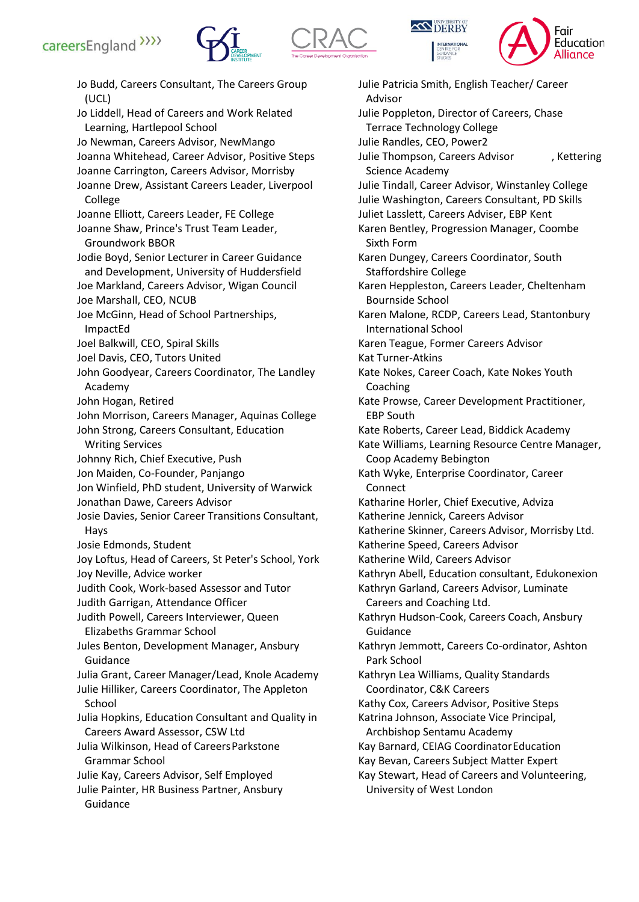Jo Budd, Careers Consultant, The Careers Group (UCL)
Jo Liddell, Head of Careers and Work Related Learning, Hartlepool School
Jo Newman, Careers Advisor, NewMango
Joanna Whitehead, Career Advisor, Positive Steps
Joanne Carrington, Careers Advisor, Morrisby
Joanne Drew, Assistant Careers Leader, Liverpool College
Joanne Elliott, Careers Leader, FE College
Joanne Shaw, Prince's Trust Team Leader, Groundwork BBOR
Jodie Boyd, Senior Lecturer in Career Guidance and Development, University of Huddersfield
Joe Markland, Careers Advisor, Wigan Council
Joe Marshall, CEO, NCUB
Joe McGinn, Head of School Partnerships, ImpactEd
Joel Balkwill, CEO, Spiral Skills
Joel Davis, CEO, Tutors United
John Goodyear, Careers Coordinator, The Landley Academy
John Hogan, Retired
John Morrison, Careers Manager, Aquinas College
John Strong, Careers Consultant, Education Writing Services
Johnny Rich, Chief Executive, Push
Jon Maiden, Co-Founder, Panjango
Jon Winfield, PhD student, University of Warwick
Jonathan Dawe, Careers Advisor
Josie Davies, Senior Career Transitions Consultant, Hays
Josie Edmonds, Student
Joy Loftus, Head of Careers, St Peter's School, York
Joy Neville, Advice worker
Judith Cook, Work-based Assessor and Tutor
Judith Garrigan, Attendance Officer
Judith Powell, Careers Interviewer, Queen Elizabeths Grammar School
Jules Benton, Development Manager, Ansbury Guidance
Julia Grant, Career Manager/Lead, Knole Academy
Julie Hilliker, Careers Coordinator, The Appleton School
Julia Hopkins, Education Consultant and Quality in Careers Award Assessor, CSW Ltd
Julia Wilkinson, Head of Careers Parkstone Grammar School
Julie Kay, Careers Advisor, Self Employed
Julie Painter, HR Business Partner, Ansbury Guidance
Julie Patricia Smith, English Teacher/ Career Advisor
Julie Poppleton, Director of Careers, Chase Terrace Technology College
Julie Randles, CEO, Power2
Julie Thompson, Careers Advisor , Kettering Science Academy
Julie Tindall, Career Advisor, Winstanley College
Julie Washington, Careers Consultant, PD Skills
Juliet Lasslett, Careers Adviser, EBP Kent
Karen Bentley, Progression Manager, Coombe Sixth Form
Karen Dungey, Careers Coordinator, South Staffordshire College
Karen Heppleston, Careers Leader, Cheltenham Bournside School
Karen Malone, RCDP, Careers Lead, Stantonbury International School
Karen Teague, Former Careers Advisor
Kat Turner-Atkins
Kate Nokes, Career Coach, Kate Nokes Youth Coaching
Kate Prowse, Career Development Practitioner, EBP South
Kate Roberts, Career Lead, Biddick Academy
Kate Williams, Learning Resource Centre Manager, Coop Academy Bebington
Kath Wyke, Enterprise Coordinator, Career Connect
Katharine Horler, Chief Executive, Adviza
Katherine Jennick, Careers Advisor
Katherine Skinner, Careers Advisor, Morrisby Ltd.
Katherine Speed, Careers Advisor
Katherine Wild, Careers Advisor
Kathryn Abell, Education consultant, Edukonexion
Kathryn Garland, Careers Advisor, Luminate Careers and Coaching Ltd.
Kathryn Hudson-Cook, Careers Coach, Ansbury Guidance
Kathryn Jemmott, Careers Co-ordinator, Ashton Park School
Kathryn Lea Williams, Quality Standards Coordinator, C&K Careers
Kathy Cox, Careers Advisor, Positive Steps
Katrina Johnson, Associate Vice Principal, Archbishop Sentamu Academy
Kay Barnard, CEIAG Coordinator Education
Kay Bevan, Careers Subject Matter Expert
Kay Stewart, Head of Careers and Volunteering, University of West London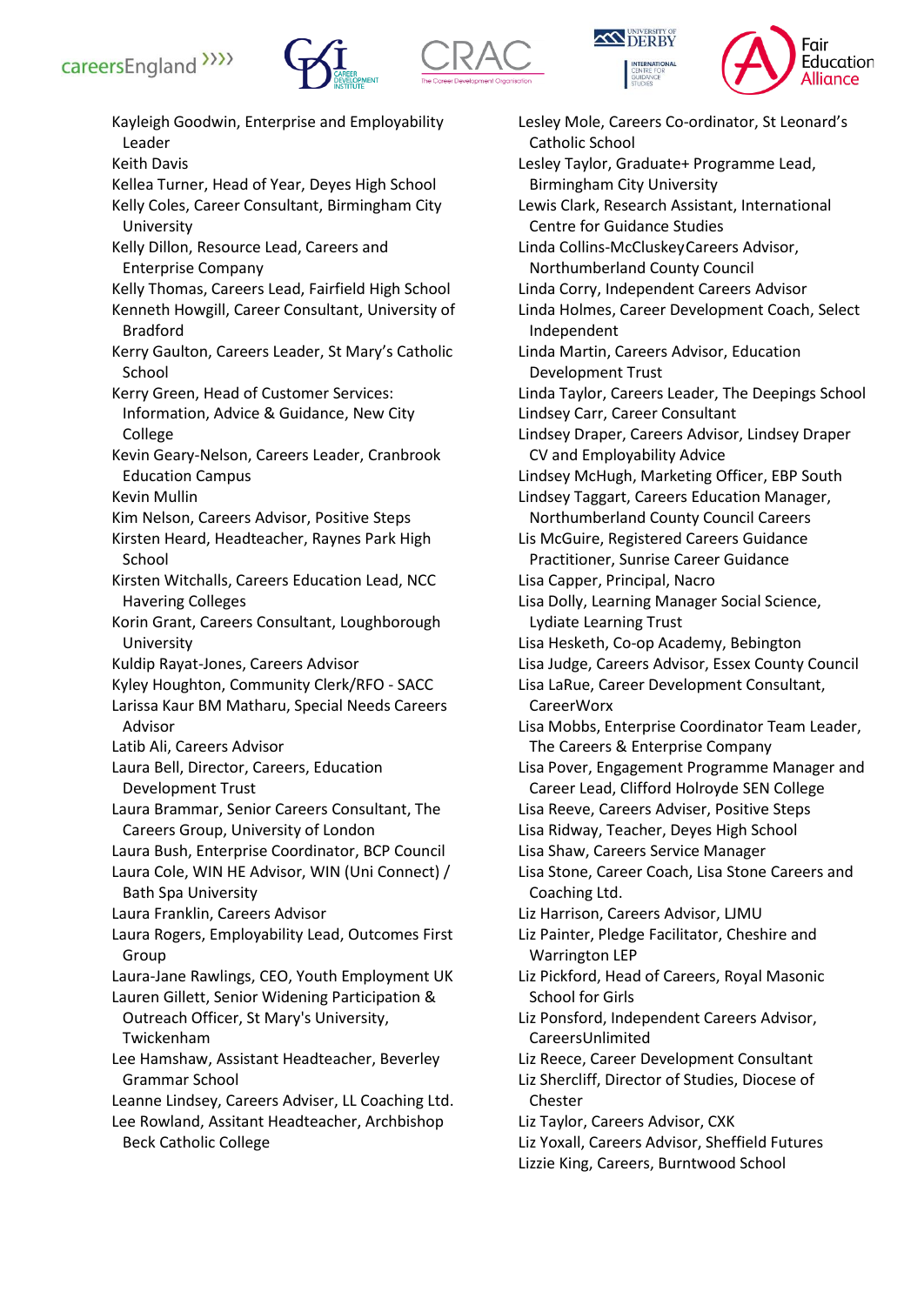Kayleigh Goodwin, Enterprise and Employability Leader
Keith Davis
Kellea Turner, Head of Year, Deyes High School
Kelly Coles, Career Consultant, Birmingham City University
Kelly Dillon, Resource Lead, Careers and Enterprise Company
Kelly Thomas, Careers Lead, Fairfield High School
Kenneth Howgill, Career Consultant, University of Bradford
Kerry Gaulton, Careers Leader, St Mary's Catholic School
Kerry Green, Head of Customer Services: Information, Advice & Guidance, New City College
Kevin Geary-Nelson, Careers Leader, Cranbrook Education Campus
Kevin Mullin
Kim Nelson, Careers Advisor, Positive Steps
Kirsten Heard, Headteacher, Raynes Park High School
Kirsten Witchalls, Careers Education Lead, NCC Havering Colleges
Korin Grant, Careers Consultant, Loughborough University
Kuldip Rayat-Jones, Careers Advisor
Kyley Houghton, Community Clerk/RFO - SACC
Larissa Kaur BM Matharu, Special Needs Careers Advisor
Latib Ali, Careers Advisor
Laura Bell, Director, Careers, Education Development Trust
Laura Brammar, Senior Careers Consultant, The Careers Group, University of London
Laura Bush, Enterprise Coordinator, BCP Council
Laura Cole, WIN HE Advisor, WIN (Uni Connect) / Bath Spa University
Laura Franklin, Careers Advisor
Laura Rogers, Employability Lead, Outcomes First Group
Laura-Jane Rawlings, CEO, Youth Employment UK
Lauren Gillett, Senior Widening Participation & Outreach Officer, St Mary's University, Twickenham
Lee Hamshaw, Assistant Headteacher, Beverley Grammar School
Leanne Lindsey, Careers Adviser, LL Coaching Ltd.
Lee Rowland, Assitant Headteacher, Archbishop Beck Catholic College
Lesley Mole, Careers Co-ordinator, St Leonard's Catholic School
Lesley Taylor, Graduate+ Programme Lead, Birmingham City University
Lewis Clark, Research Assistant, International Centre for Guidance Studies
Linda Collins-McCluskeyCareers Advisor, Northumberland County Council
Linda Corry, Independent Careers Advisor
Linda Holmes, Career Development Coach, Select Independent
Linda Martin, Careers Advisor, Education Development Trust
Linda Taylor, Careers Leader, The Deepings School
Lindsey Carr, Career Consultant
Lindsey Draper, Careers Advisor, Lindsey Draper CV and Employability Advice
Lindsey McHugh, Marketing Officer, EBP South
Lindsey Taggart, Careers Education Manager, Northumberland County Council Careers
Lis McGuire, Registered Careers Guidance Practitioner, Sunrise Career Guidance
Lisa Capper, Principal, Nacro
Lisa Dolly, Learning Manager Social Science, Lydiate Learning Trust
Lisa Hesketh, Co-op Academy, Bebington
Lisa Judge, Careers Advisor, Essex County Council
Lisa LaRue, Career Development Consultant, CareerWorx
Lisa Mobbs, Enterprise Coordinator Team Leader, The Careers & Enterprise Company
Lisa Pover, Engagement Programme Manager and Career Lead, Clifford Holroyde SEN College
Lisa Reeve, Careers Adviser, Positive Steps
Lisa Ridway, Teacher, Deyes High School
Lisa Shaw, Careers Service Manager
Lisa Stone, Career Coach, Lisa Stone Careers and Coaching Ltd.
Liz Harrison, Careers Advisor, LJMU
Liz Painter, Pledge Facilitator, Cheshire and Warrington LEP
Liz Pickford, Head of Careers, Royal Masonic School for Girls
Liz Ponsford, Independent Careers Advisor, CareersUnlimited
Liz Reece, Career Development Consultant
Liz Shercliff, Director of Studies, Diocese of Chester
Liz Taylor, Careers Advisor, CXK
Liz Yoxall, Careers Advisor, Sheffield Futures
Lizzie King, Careers, Burntwood School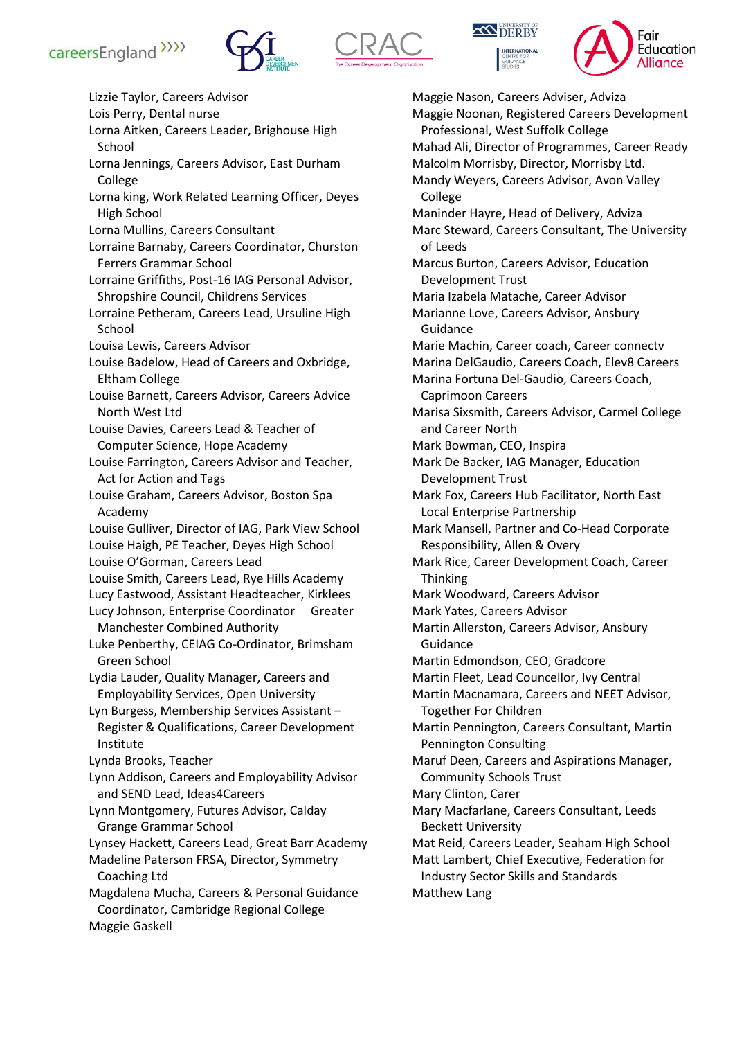Lizzie Taylor, Careers Advisor
Lois Perry, Dental nurse
Lorna Aitken, Careers Leader, Brighouse High School
Lorna Jennings, Careers Advisor, East Durham College
Lorna king, Work Related Learning Officer, Deyes High School
Lorna Mullins, Careers Consultant
Lorraine Barnaby, Careers Coordinator, Churston Ferrers Grammar School
Lorraine Griffiths, Post-16 IAG Personal Advisor, Shropshire Council, Childrens Services
Lorraine Petheram, Careers Lead, Ursuline High School
Louisa Lewis, Careers Advisor
Louise Badelow, Head of Careers and Oxbridge, Eltham College
Louise Barnett, Careers Advisor, Careers Advice North West Ltd
Louise Davies, Careers Lead & Teacher of Computer Science, Hope Academy
Louise Farrington, Careers Advisor and Teacher, Act for Action and Tags
Louise Graham, Careers Advisor, Boston Spa Academy
Louise Gulliver, Director of IAG, Park View School
Louise Haigh, PE Teacher, Deyes High School
Louise O'Gorman, Careers Lead
Louise Smith, Careers Lead, Rye Hills Academy
Lucy Eastwood, Assistant Headteacher, Kirklees
Lucy Johnson, Enterprise Coordinator Greater Manchester Combined Authority
Luke Penberthy, CEIAG Co-Ordinator, Brimsham Green School
Lydia Lauder, Quality Manager, Careers and Employability Services, Open University
Lyn Burgess, Membership Services Assistant – Register & Qualifications, Career Development Institute
Lynda Brooks, Teacher
Lynn Addison, Careers and Employability Advisor and SEND Lead, Ideas4Careers
Lynn Montgomery, Futures Advisor, Calday Grange Grammar School
Lynsey Hackett, Careers Lead, Great Barr Academy
Madeline Paterson FRSA, Director, Symmetry Coaching Ltd
Magdalena Mucha, Careers & Personal Guidance Coordinator, Cambridge Regional College
Maggie Gaskell
Maggie Nason, Careers Adviser, Adviza
Maggie Noonan, Registered Careers Development Professional, West Suffolk College
Mahad Ali, Director of Programmes, Career Ready
Malcolm Morrisby, Director, Morrisby Ltd.
Mandy Weyers, Careers Advisor, Avon Valley College
Maninder Hayre, Head of Delivery, Adviza
Marc Steward, Careers Consultant, The University of Leeds
Marcus Burton, Careers Advisor, Education Development Trust
Maria Izabela Matache, Career Advisor
Marianne Love, Careers Advisor, Ansbury Guidance
Marie Machin, Career coach, Career connectv
Marina DelGaudio, Careers Coach, Elev8 Careers
Marina Fortuna Del-Gaudio, Careers Coach, Caprimoon Careers
Marisa Sixsmith, Careers Advisor, Carmel College and Career North
Mark Bowman, CEO, Inspira
Mark De Backer, IAG Manager, Education Development Trust
Mark Fox, Careers Hub Facilitator, North East Local Enterprise Partnership
Mark Mansell, Partner and Co-Head Corporate Responsibility, Allen & Overy
Mark Rice, Career Development Coach, Career Thinking
Mark Woodward, Careers Advisor
Mark Yates, Careers Advisor
Martin Allerston, Careers Advisor, Ansbury Guidance
Martin Edmondson, CEO, Gradcore
Martin Fleet, Lead Councellor, Ivy Central
Martin Macnamara, Careers and NEET Advisor, Together For Children
Martin Pennington, Careers Consultant, Martin Pennington Consulting
Maruf Deen, Careers and Aspirations Manager, Community Schools Trust
Mary Clinton, Carer
Mary Macfarlane, Careers Consultant, Leeds Beckett University
Mat Reid, Careers Leader, Seaham High School
Matt Lambert, Chief Executive, Federation for Industry Sector Skills and Standards
Matthew Lang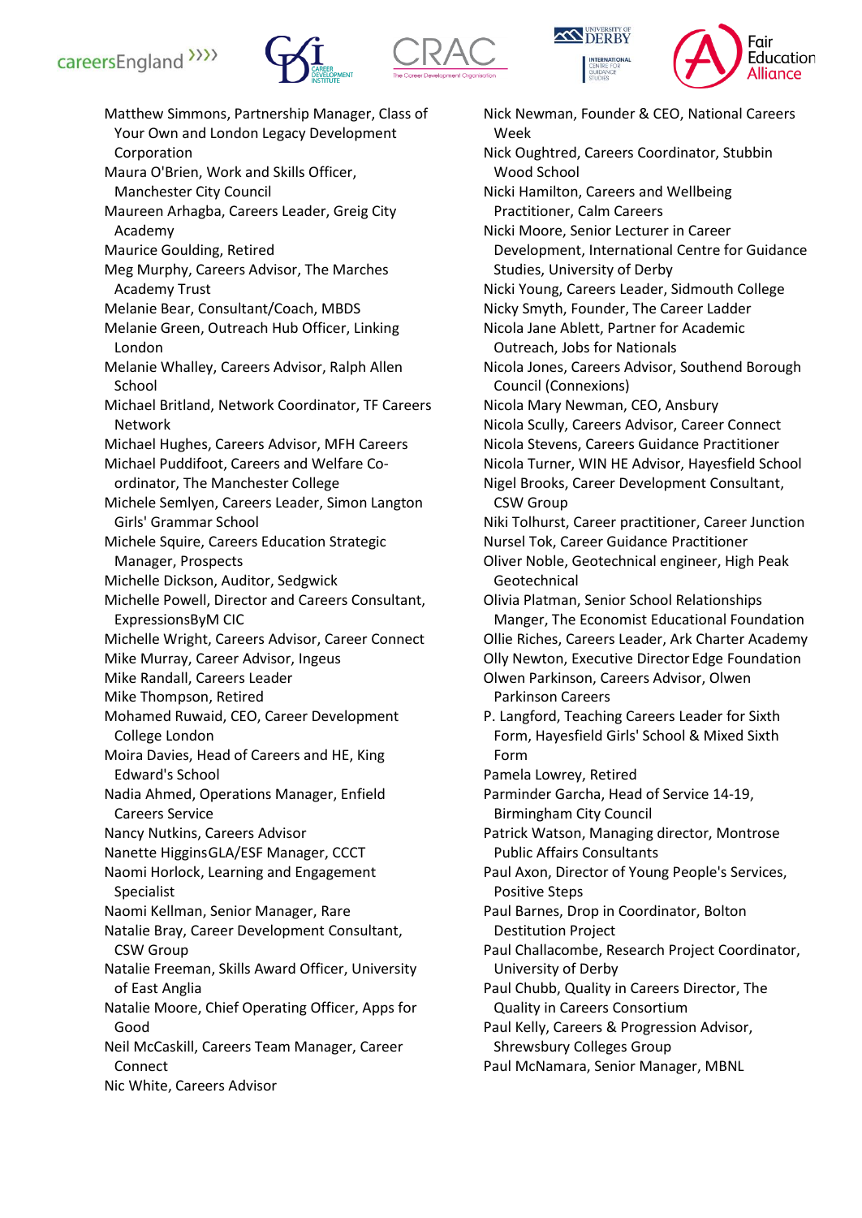Matthew Simmons, Partnership Manager, Class of Your Own and London Legacy Development Corporation
Maura O'Brien, Work and Skills Officer, Manchester City Council
Maureen Arhagba, Careers Leader, Greig City Academy
Maurice Goulding, Retired
Meg Murphy, Careers Advisor, The Marches Academy Trust
Melanie Bear, Consultant/Coach, MBDS
Melanie Green, Outreach Hub Officer, Linking London
Melanie Whalley, Careers Advisor, Ralph Allen School
Michael Britland, Network Coordinator, TF Careers Network
Michael Hughes, Careers Advisor, MFH Careers
Michael Puddifoot, Careers and Welfare Co-ordinator, The Manchester College
Michele Semlyen, Careers Leader, Simon Langton Girls' Grammar School
Michele Squire, Careers Education Strategic Manager, Prospects
Michelle Dickson, Auditor, Sedgwick
Michelle Powell, Director and Careers Consultant, ExpressionsByM CIC
Michelle Wright, Careers Advisor, Career Connect
Mike Murray, Career Advisor, Ingeus
Mike Randall, Careers Leader
Mike Thompson, Retired
Mohamed Ruwaid, CEO, Career Development College London
Moira Davies, Head of Careers and HE, King Edward's School
Nadia Ahmed, Operations Manager, Enfield Careers Service
Nancy Nutkins, Careers Advisor
Nanette HigginsGLA/ESF Manager, CCCT
Naomi Horlock, Learning and Engagement Specialist
Naomi Kellman, Senior Manager, Rare
Natalie Bray, Career Development Consultant, CSW Group
Natalie Freeman, Skills Award Officer, University of East Anglia
Natalie Moore, Chief Operating Officer, Apps for Good
Neil McCaskill, Careers Team Manager, Career Connect
Nic White, Careers Advisor
Nick Newman, Founder & CEO, National Careers Week
Nick Oughtred, Careers Coordinator, Stubbin Wood School
Nicki Hamilton, Careers and Wellbeing Practitioner, Calm Careers
Nicki Moore, Senior Lecturer in Career Development, International Centre for Guidance Studies, University of Derby
Nicki Young, Careers Leader, Sidmouth College
Nicky Smyth, Founder, The Career Ladder
Nicola Jane Ablett, Partner for Academic Outreach, Jobs for Nationals
Nicola Jones, Careers Advisor, Southend Borough Council (Connexions)
Nicola Mary Newman, CEO, Ansbury
Nicola Scully, Careers Advisor, Career Connect
Nicola Stevens, Careers Guidance Practitioner
Nicola Turner, WIN HE Advisor, Hayesfield School
Nigel Brooks, Career Development Consultant, CSW Group
Niki Tolhurst, Career practitioner, Career Junction
Nursel Tok, Career Guidance Practitioner
Oliver Noble, Geotechnical engineer, High Peak Geotechnical
Olivia Platman, Senior School Relationships Manger, The Economist Educational Foundation
Ollie Riches, Careers Leader, Ark Charter Academy
Olly Newton, Executive Director Edge Foundation
Olwen Parkinson, Careers Advisor, Olwen Parkinson Careers
P. Langford, Teaching Careers Leader for Sixth Form, Hayesfield Girls' School & Mixed Sixth Form
Pamela Lowrey, Retired
Parminder Garcha, Head of Service 14-19, Birmingham City Council
Patrick Watson, Managing director, Montrose Public Affairs Consultants
Paul Axon, Director of Young People's Services, Positive Steps
Paul Barnes, Drop in Coordinator, Bolton Destitution Project
Paul Challacombe, Research Project Coordinator, University of Derby
Paul Chubb, Quality in Careers Director, The Quality in Careers Consortium
Paul Kelly, Careers & Progression Advisor, Shrewsbury Colleges Group
Paul McNamara, Senior Manager, MBNL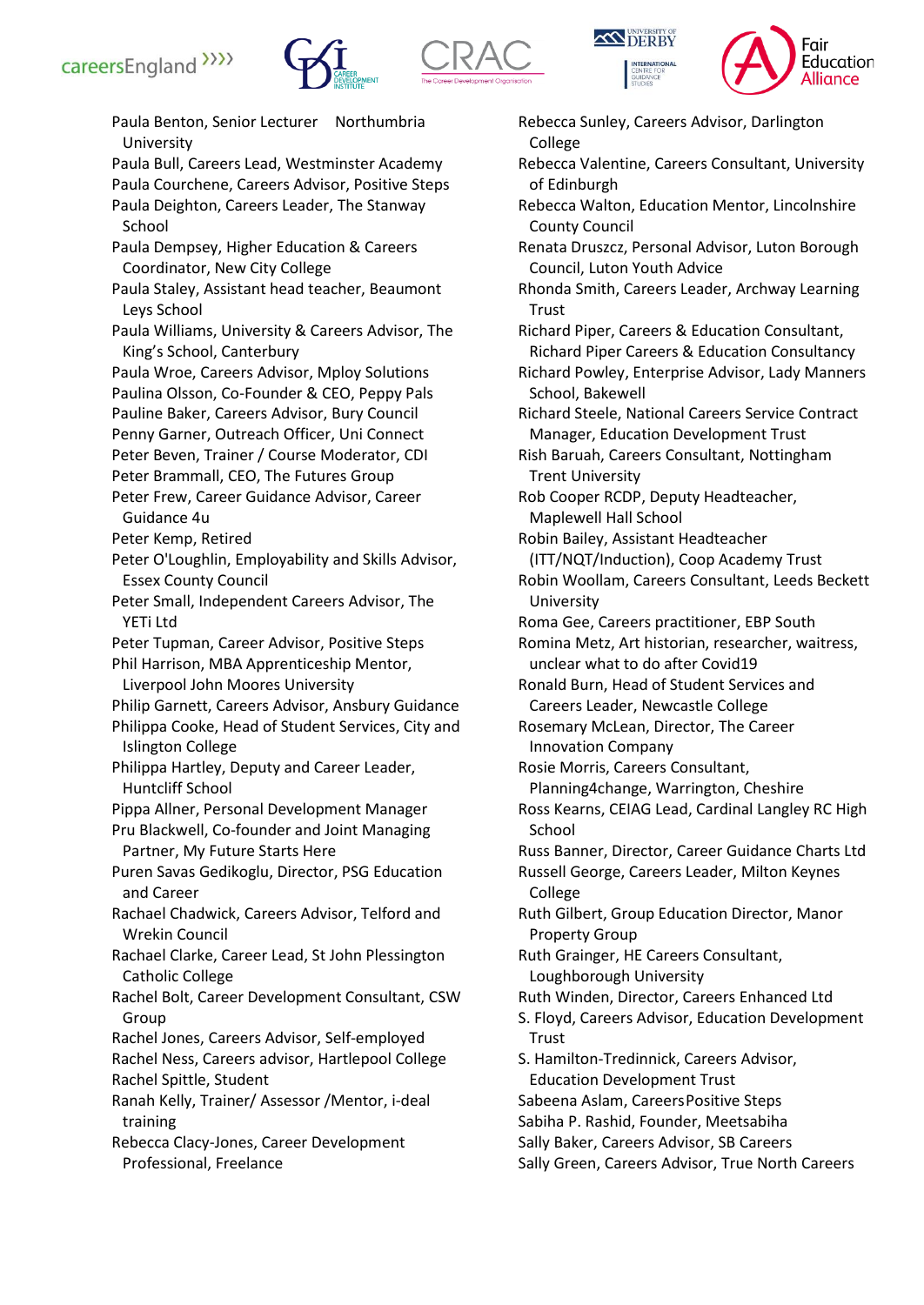Paula Benton, Senior Lecturer Northumbria University
Paula Bull, Careers Lead, Westminster Academy
Paula Courchene, Careers Advisor, Positive Steps
Paula Deighton, Careers Leader, The Stanway School
Paula Dempsey, Higher Education & Careers Coordinator, New City College
Paula Staley, Assistant head teacher, Beaumont Leys School
Paula Williams, University & Careers Advisor, The King's School, Canterbury
Paula Wroe, Careers Advisor, Mploy Solutions
Paulina Olsson, Co-Founder & CEO, Peppy Pals
Pauline Baker, Careers Advisor, Bury Council
Penny Garner, Outreach Officer, Uni Connect
Peter Beven, Trainer / Course Moderator, CDI
Peter Brammall, CEO, The Futures Group
Peter Frew, Career Guidance Advisor, Career Guidance 4u
Peter Kemp, Retired
Peter O'Loughlin, Employability and Skills Advisor, Essex County Council
Peter Small, Independent Careers Advisor, The YETi Ltd
Peter Tupman, Career Advisor, Positive Steps
Phil Harrison, MBA Apprenticeship Mentor, Liverpool John Moores University
Philip Garnett, Careers Advisor, Ansbury Guidance
Philippa Cooke, Head of Student Services, City and Islington College
Philippa Hartley, Deputy and Career Leader, Huntcliff School
Pippa Allner, Personal Development Manager
Pru Blackwell, Co-founder and Joint Managing Partner, My Future Starts Here
Puren Savas Gedikoglu, Director, PSG Education and Career
Rachael Chadwick, Careers Advisor, Telford and Wrekin Council
Rachael Clarke, Career Lead, St John Plessington Catholic College
Rachel Bolt, Career Development Consultant, CSW Group
Rachel Jones, Careers Advisor, Self-employed
Rachel Ness, Careers advisor, Hartlepool College
Rachel Spittle, Student
Ranah Kelly, Trainer/ Assessor /Mentor, i-deal training
Rebecca Clacy-Jones, Career Development Professional, Freelance
Rebecca Sunley, Careers Advisor, Darlington College
Rebecca Valentine, Careers Consultant, University of Edinburgh
Rebecca Walton, Education Mentor, Lincolnshire County Council
Renata Druszcz, Personal Advisor, Luton Borough Council, Luton Youth Advice
Rhonda Smith, Careers Leader, Archway Learning Trust
Richard Piper, Careers & Education Consultant, Richard Piper Careers & Education Consultancy
Richard Powley, Enterprise Advisor, Lady Manners School, Bakewell
Richard Steele, National Careers Service Contract Manager, Education Development Trust
Rish Baruah, Careers Consultant, Nottingham Trent University
Rob Cooper RCDP, Deputy Headteacher, Maplewell Hall School
Robin Bailey, Assistant Headteacher (ITT/NQT/Induction), Coop Academy Trust
Robin Woollam, Careers Consultant, Leeds Beckett University
Roma Gee, Careers practitioner, EBP South
Romina Metz, Art historian, researcher, waitress, unclear what to do after Covid19
Ronald Burn, Head of Student Services and Careers Leader, Newcastle College
Rosemary McLean, Director, The Career Innovation Company
Rosie Morris, Careers Consultant, Planning4change, Warrington, Cheshire
Ross Kearns, CEIAG Lead, Cardinal Langley RC High School
Russ Banner, Director, Career Guidance Charts Ltd
Russell George, Careers Leader, Milton Keynes College
Ruth Gilbert, Group Education Director, Manor Property Group
Ruth Grainger, HE Careers Consultant, Loughborough University
Ruth Winden, Director, Careers Enhanced Ltd
S. Floyd, Careers Advisor, Education Development Trust
S. Hamilton-Tredinnick, Careers Advisor, Education Development Trust
Sabeena Aslam, CareersPositive Steps
Sabiha P. Rashid, Founder, Meetsabiha
Sally Baker, Careers Advisor, SB Careers
Sally Green, Careers Advisor, True North Careers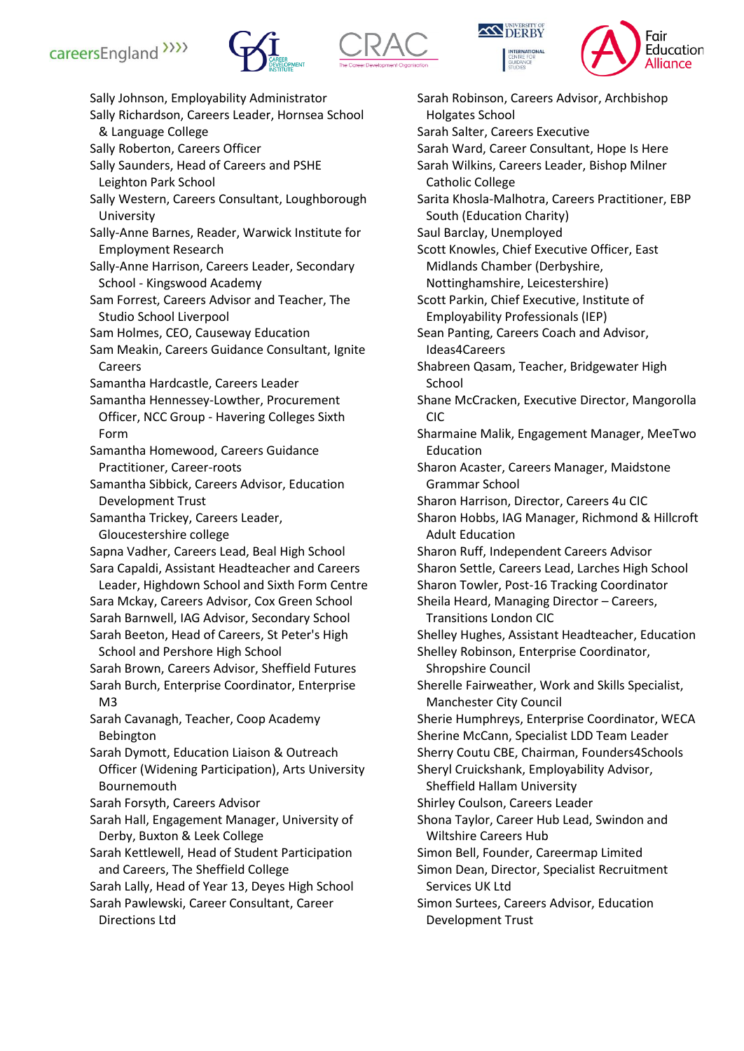Sally Johnson, Employability Administrator
Sally Richardson, Careers Leader, Hornsea School & Language College
Sally Roberton, Careers Officer
Sally Saunders, Head of Careers and PSHE Leighton Park School
Sally Western, Careers Consultant, Loughborough University
Sally-Anne Barnes, Reader, Warwick Institute for Employment Research
Sally-Anne Harrison, Careers Leader, Secondary School - Kingswood Academy
Sam Forrest, Careers Advisor and Teacher, The Studio School Liverpool
Sam Holmes, CEO, Causeway Education
Sam Meakin, Careers Guidance Consultant, Ignite Careers
Samantha Hardcastle, Careers Leader
Samantha Hennessey-Lowther, Procurement Officer, NCC Group - Havering Colleges Sixth Form
Samantha Homewood, Careers Guidance Practitioner, Career-roots
Samantha Sibbick, Careers Advisor, Education Development Trust
Samantha Trickey, Careers Leader, Gloucestershire college
Sapna Vadher, Careers Lead, Beal High School
Sara Capaldi, Assistant Headteacher and Careers Leader, Highdown School and Sixth Form Centre
Sara Mckay, Careers Advisor, Cox Green School
Sarah Barnwell, IAG Advisor, Secondary School
Sarah Beeton, Head of Careers, St Peter's High School and Pershore High School
Sarah Brown, Careers Advisor, Sheffield Futures
Sarah Burch, Enterprise Coordinator, Enterprise M3
Sarah Cavanagh, Teacher, Coop Academy Bebington
Sarah Dymott, Education Liaison & Outreach Officer (Widening Participation), Arts University Bournemouth
Sarah Forsyth, Careers Advisor
Sarah Hall, Engagement Manager, University of Derby, Buxton & Leek College
Sarah Kettlewell, Head of Student Participation and Careers, The Sheffield College
Sarah Lally, Head of Year 13, Deyes High School
Sarah Pawlewski, Career Consultant, Career Directions Ltd
Sarah Robinson, Careers Advisor, Archbishop Holgates School
Sarah Salter, Careers Executive
Sarah Ward, Career Consultant, Hope Is Here
Sarah Wilkins, Careers Leader, Bishop Milner Catholic College
Sarita Khosla-Malhotra, Careers Practitioner, EBP South (Education Charity)
Saul Barclay, Unemployed
Scott Knowles, Chief Executive Officer, East Midlands Chamber (Derbyshire, Nottinghamshire, Leicestershire)
Scott Parkin, Chief Executive, Institute of Employability Professionals (IEP)
Sean Panting, Careers Coach and Advisor, Ideas4Careers
Shabreen Qasam, Teacher, Bridgewater High School
Shane McCracken, Executive Director, Mangorolla CIC
Sharmaine Malik, Engagement Manager, MeeTwo Education
Sharon Acaster, Careers Manager, Maidstone Grammar School
Sharon Harrison, Director, Careers 4u CIC
Sharon Hobbs, IAG Manager, Richmond & Hillcroft Adult Education
Sharon Ruff, Independent Careers Advisor
Sharon Settle, Careers Lead, Larches High School
Sharon Towler, Post-16 Tracking Coordinator
Sheila Heard, Managing Director – Careers, Transitions London CIC
Shelley Hughes, Assistant Headteacher, Education
Shelley Robinson, Enterprise Coordinator, Shropshire Council
Sherelle Fairweather, Work and Skills Specialist, Manchester City Council
Sherie Humphreys, Enterprise Coordinator, WECA
Sherine McCann, Specialist LDD Team Leader
Sherry Coutu CBE, Chairman, Founders4Schools
Sheryl Cruickshank, Employability Advisor, Sheffield Hallam University
Shirley Coulson, Careers Leader
Shona Taylor, Career Hub Lead, Swindon and Wiltshire Careers Hub
Simon Bell, Founder, Careermap Limited
Simon Dean, Director, Specialist Recruitment Services UK Ltd
Simon Surtees, Careers Advisor, Education Development Trust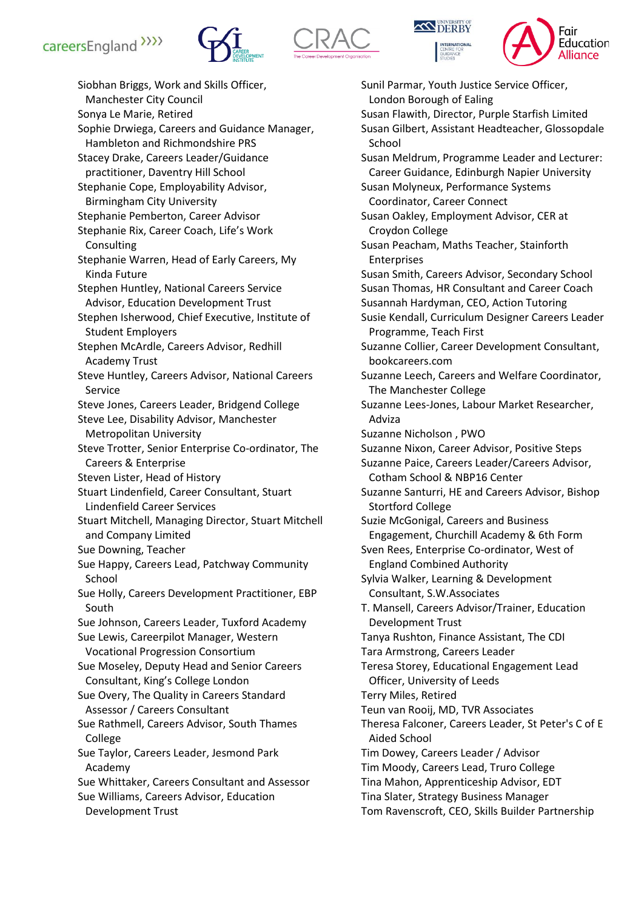Siobhan Briggs, Work and Skills Officer, Manchester City Council
Sonya Le Marie, Retired
Sophie Drwiega, Careers and Guidance Manager, Hambleton and Richmondshire PRS
Stacey Drake, Careers Leader/Guidance practitioner, Daventry Hill School
Stephanie Cope, Employability Advisor, Birmingham City University
Stephanie Pemberton, Career Advisor
Stephanie Rix, Career Coach, Life's Work Consulting
Stephanie Warren, Head of Early Careers, My Kinda Future
Stephen Huntley, National Careers Service Advisor, Education Development Trust
Stephen Isherwood, Chief Executive, Institute of Student Employers
Stephen McArdle, Careers Advisor, Redhill Academy Trust
Steve Huntley, Careers Advisor, National Careers Service
Steve Jones, Careers Leader, Bridgend College
Steve Lee, Disability Advisor, Manchester Metropolitan University
Steve Trotter, Senior Enterprise Co-ordinator, The Careers & Enterprise
Steven Lister, Head of History
Stuart Lindenfield, Career Consultant, Stuart Lindenfield Career Services
Stuart Mitchell, Managing Director, Stuart Mitchell and Company Limited
Sue Downing, Teacher
Sue Happy, Careers Lead, Patchway Community School
Sue Holly, Careers Development Practitioner, EBP South
Sue Johnson, Careers Leader, Tuxford Academy
Sue Lewis, Careerpilot Manager, Western Vocational Progression Consortium
Sue Moseley, Deputy Head and Senior Careers Consultant, King's College London
Sue Overy, The Quality in Careers Standard Assessor / Careers Consultant
Sue Rathmell, Careers Advisor, South Thames College
Sue Taylor, Careers Leader, Jesmond Park Academy
Sue Whittaker, Careers Consultant and Assessor
Sue Williams, Careers Advisor, Education Development Trust
Sunil Parmar, Youth Justice Service Officer, London Borough of Ealing
Susan Flawith, Director, Purple Starfish Limited
Susan Gilbert, Assistant Headteacher, Glossopdale School
Susan Meldrum, Programme Leader and Lecturer: Career Guidance, Edinburgh Napier University
Susan Molyneux, Performance Systems Coordinator, Career Connect
Susan Oakley, Employment Advisor, CER at Croydon College
Susan Peacham, Maths Teacher, Stainforth Enterprises
Susan Smith, Careers Advisor, Secondary School
Susan Thomas, HR Consultant and Career Coach
Susannah Hardyman, CEO, Action Tutoring
Susie Kendall, Curriculum Designer Careers Leader Programme, Teach First
Suzanne Collier, Career Development Consultant, bookcareers.com
Suzanne Leech, Careers and Welfare Coordinator, The Manchester College
Suzanne Lees-Jones, Labour Market Researcher, Adviza
Suzanne Nicholson , PWO
Suzanne Nixon, Career Advisor, Positive Steps
Suzanne Paice, Careers Leader/Careers Advisor, Cotham School & NBP16 Center
Suzanne Santurri, HE and Careers Advisor, Bishop Stortford College
Suzie McGonigal, Careers and Business Engagement, Churchill Academy & 6th Form
Sven Rees, Enterprise Co-ordinator, West of England Combined Authority
Sylvia Walker, Learning & Development Consultant, S.W.Associates
T. Mansell, Careers Advisor/Trainer, Education Development Trust
Tanya Rushton, Finance Assistant, The CDI
Tara Armstrong, Careers Leader
Teresa Storey, Educational Engagement Lead Officer, University of Leeds
Terry Miles, Retired
Teun van Rooij, MD, TVR Associates
Theresa Falconer, Careers Leader, St Peter's C of E Aided School
Tim Dowey, Careers Leader / Advisor
Tim Moody, Careers Lead, Truro College
Tina Mahon, Apprenticeship Advisor, EDT
Tina Slater, Strategy Business Manager
Tom Ravenscroft, CEO, Skills Builder Partnership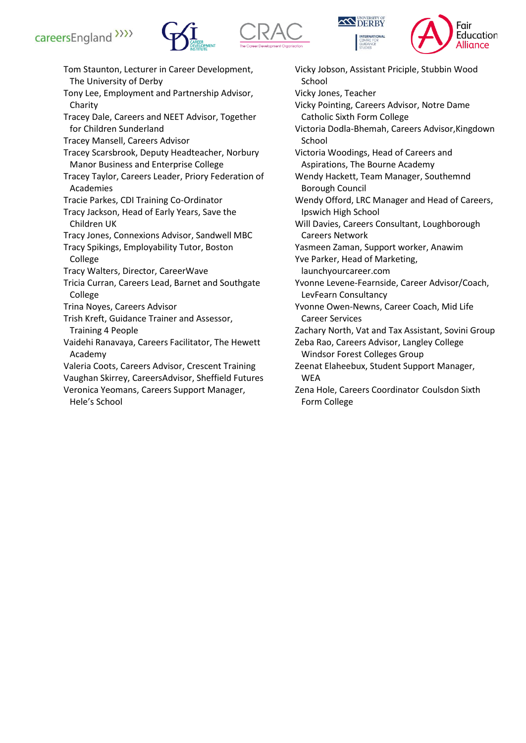Tom Staunton, Lecturer in Career Development, The University of Derby
Tony Lee, Employment and Partnership Advisor, Charity
Tracey Dale, Careers and NEET Advisor, Together for Children Sunderland
Tracey Mansell, Careers Advisor
Tracey Scarsbrook, Deputy Headteacher, Norbury Manor Business and Enterprise College
Tracey Taylor, Careers Leader, Priory Federation of Academies
Tracie Parkes, CDI Training Co-Ordinator
Tracy Jackson, Head of Early Years, Save the Children UK
Tracy Jones, Connexions Advisor, Sandwell MBC
Tracy Spikings, Employability Tutor, Boston College
Tracy Walters, Director, CareerWave
Tricia Curran, Careers Lead, Barnet and Southgate College
Trina Noyes, Careers Advisor
Trish Kreft, Guidance Trainer and Assessor, Training 4 People
Vaidehi Ranavaya, Careers Facilitator, The Hewett Academy
Valeria Coots, Careers Advisor, Crescent Training
Vaughan Skirrey, CareersAdvisor, Sheffield Futures
Veronica Yeomans, Careers Support Manager, Hele's School
Vicky Jobson, Assistant Priciple, Stubbin Wood School
Vicky Jones, Teacher
Vicky Pointing, Careers Advisor, Notre Dame Catholic Sixth Form College
Victoria Dodla-Bhemah, Careers Advisor,Kingdown School
Victoria Woodings, Head of Careers and Aspirations, The Bourne Academy
Wendy Hackett, Team Manager, Southemnd Borough Council
Wendy Offord, LRC Manager and Head of Careers, Ipswich High School
Will Davies, Careers Consultant, Loughborough Careers Network
Yasmeen Zaman, Support worker, Anawim
Yve Parker, Head of Marketing, launchyourcareer.com
Yvonne Levene-Fearnside, Career Advisor/Coach, LevFearn Consultancy
Yvonne Owen-Newns, Career Coach, Mid Life Career Services
Zachary North, Vat and Tax Assistant, Sovini Group
Zeba Rao, Careers Advisor, Langley College Windsor Forest Colleges Group
Zeenat Elaheebux, Student Support Manager, WEA
Zena Hole, Careers Coordinator Coulsdon Sixth Form College